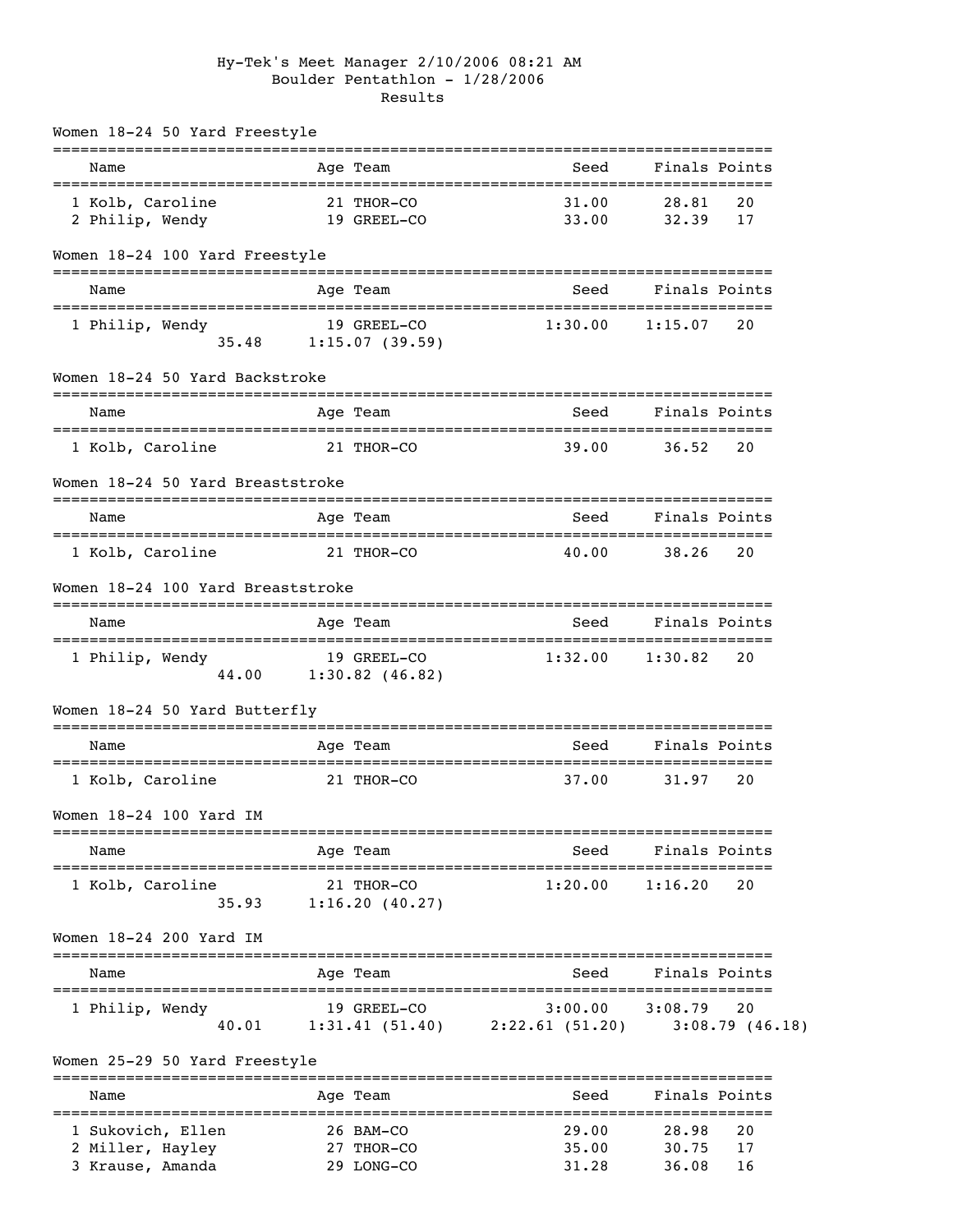Hy-Tek's Meet Manager 2/10/2006 08:21 AM

# Boulder Pentathlon - 1/28/2006

## Results

### Women 18-24 50 Yard Freestyle

| | Name | Age | Team | Seed | Finals | Points |
|---|---|---|---|---|---|---|
| 1 | Kolb, Caroline | 21 | THOR-CO | 31.00 | 28.81 | 20 |
| 2 | Philip, Wendy | 19 | GREEL-CO | 33.00 | 32.39 | 17 |

### Women 18-24 100 Yard Freestyle

| | Name | Age | Team | Seed | Finals | Points |
|---|---|---|---|---|---|---|
| 1 | Philip, Wendy | 19 | GREEL-CO | 1:30.00 | 1:15.07 | 20 |
| | 35.48 | 1:15.07 (39.59) | | | | |

### Women 18-24 50 Yard Backstroke

| | Name | Age | Team | Seed | Finals | Points |
|---|---|---|---|---|---|---|
| 1 | Kolb, Caroline | 21 | THOR-CO | 39.00 | 36.52 | 20 |

### Women 18-24 50 Yard Breaststroke

| | Name | Age | Team | Seed | Finals | Points |
|---|---|---|---|---|---|---|
| 1 | Kolb, Caroline | 21 | THOR-CO | 40.00 | 38.26 | 20 |

### Women 18-24 100 Yard Breaststroke

| | Name | Age | Team | Seed | Finals | Points |
|---|---|---|---|---|---|---|
| 1 | Philip, Wendy | 19 | GREEL-CO | 1:32.00 | 1:30.82 | 20 |
| | 44.00 | 1:30.82 (46.82) | | | | |

### Women 18-24 50 Yard Butterfly

| | Name | Age | Team | Seed | Finals | Points |
|---|---|---|---|---|---|---|
| 1 | Kolb, Caroline | 21 | THOR-CO | 37.00 | 31.97 | 20 |

### Women 18-24 100 Yard IM

| | Name | Age | Team | Seed | Finals | Points |
|---|---|---|---|---|---|---|
| 1 | Kolb, Caroline | 21 | THOR-CO | 1:20.00 | 1:16.20 | 20 |
| | 35.93 | 1:16.20 (40.27) | | | | |

### Women 18-24 200 Yard IM

| | Name | Age | Team | Seed | Finals | Points |
|---|---|---|---|---|---|---|
| 1 | Philip, Wendy | 19 | GREEL-CO | 3:00.00 | 3:08.79 | 20 |
| | 40.01 | 1:31.41 (51.40) | | 2:22.61 (51.20) | 3:08.79 (46.18) | |

### Women 25-29 50 Yard Freestyle

| | Name | Age | Team | Seed | Finals | Points |
|---|---|---|---|---|---|---|
| 1 | Sukovich, Ellen | 26 | BAM-CO | 29.00 | 28.98 | 20 |
| 2 | Miller, Hayley | 27 | THOR-CO | 35.00 | 30.75 | 17 |
| 3 | Krause, Amanda | 29 | LONG-CO | 31.28 | 36.08 | 16 |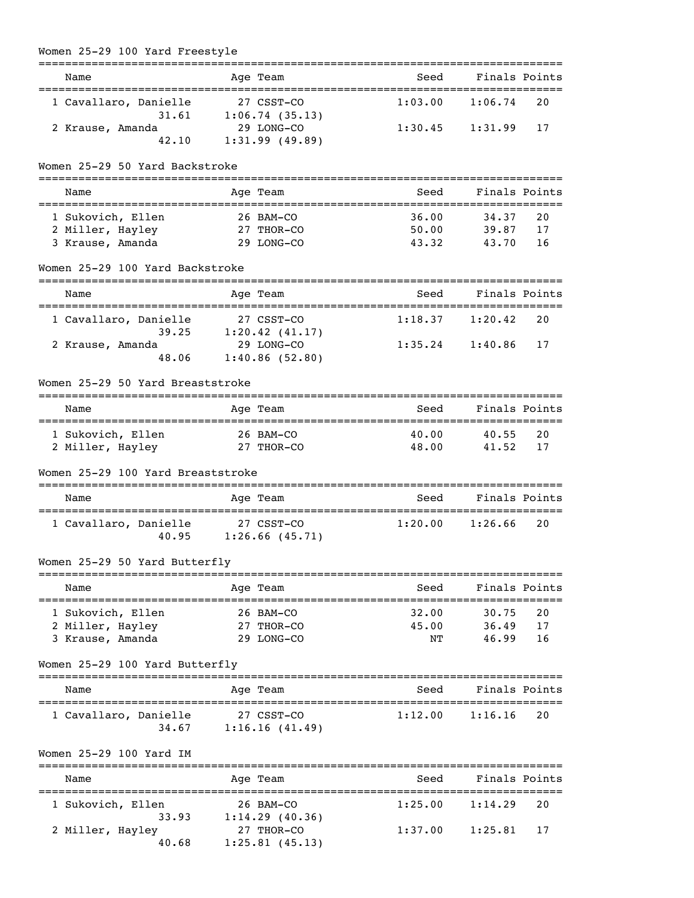## Women 25-29 100 Yard Freestyle

| Name | Age | Team | Seed | Finals | Points |
|---|---|---|---|---|---|
| 1 Cavallaro, Danielle | 27 | CSST-CO | 1:03.00 | 1:06.74 | 20 |
| 31.61 | | 1:06.74 (35.13) | | | |
| 2 Krause, Amanda | 29 | LONG-CO | 1:30.45 | 1:31.99 | 17 |
| 42.10 | | 1:31.99 (49.89) | | | |

## Women 25-29 50 Yard Backstroke

| Name | Age | Team | Seed | Finals | Points |
|---|---|---|---|---|---|
| 1 Sukovich, Ellen | 26 | BAM-CO | 36.00 | 34.37 | 20 |
| 2 Miller, Hayley | 27 | THOR-CO | 50.00 | 39.87 | 17 |
| 3 Krause, Amanda | 29 | LONG-CO | 43.32 | 43.70 | 16 |

## Women 25-29 100 Yard Backstroke

| Name | Age | Team | Seed | Finals | Points |
|---|---|---|---|---|---|
| 1 Cavallaro, Danielle | 27 | CSST-CO | 1:18.37 | 1:20.42 | 20 |
| 39.25 | | 1:20.42 (41.17) | | | |
| 2 Krause, Amanda | 29 | LONG-CO | 1:35.24 | 1:40.86 | 17 |
| 48.06 | | 1:40.86 (52.80) | | | |

## Women 25-29 50 Yard Breaststroke

| Name | Age | Team | Seed | Finals | Points |
|---|---|---|---|---|---|
| 1 Sukovich, Ellen | 26 | BAM-CO | 40.00 | 40.55 | 20 |
| 2 Miller, Hayley | 27 | THOR-CO | 48.00 | 41.52 | 17 |

## Women 25-29 100 Yard Breaststroke

| Name | Age | Team | Seed | Finals | Points |
|---|---|---|---|---|---|
| 1 Cavallaro, Danielle | 27 | CSST-CO | 1:20.00 | 1:26.66 | 20 |
| 40.95 | | 1:26.66 (45.71) | | | |

## Women 25-29 50 Yard Butterfly

| Name | Age | Team | Seed | Finals | Points |
|---|---|---|---|---|---|
| 1 Sukovich, Ellen | 26 | BAM-CO | 32.00 | 30.75 | 20 |
| 2 Miller, Hayley | 27 | THOR-CO | 45.00 | 36.49 | 17 |
| 3 Krause, Amanda | 29 | LONG-CO | NT | 46.99 | 16 |

## Women 25-29 100 Yard Butterfly

| Name | Age | Team | Seed | Finals | Points |
|---|---|---|---|---|---|
| 1 Cavallaro, Danielle | 27 | CSST-CO | 1:12.00 | 1:16.16 | 20 |
| 34.67 | | 1:16.16 (41.49) | | | |

## Women 25-29 100 Yard IM

| Name | Age | Team | Seed | Finals | Points |
|---|---|---|---|---|---|
| 1 Sukovich, Ellen | 26 | BAM-CO | 1:25.00 | 1:14.29 | 20 |
| 33.93 | | 1:14.29 (40.36) | | | |
| 2 Miller, Hayley | 27 | THOR-CO | 1:37.00 | 1:25.81 | 17 |
| 40.68 | | 1:25.81 (45.13) | | | |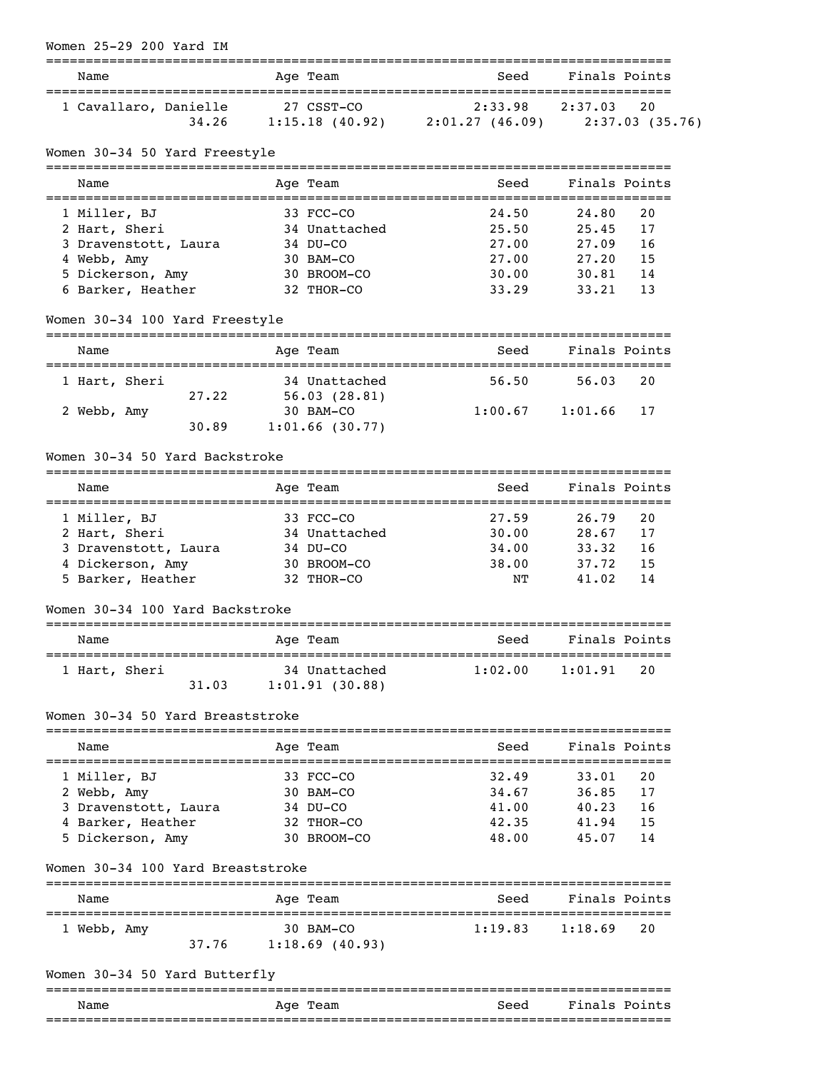## Women 25-29 200 Yard IM

| | Name | Age | Team | Seed | Finals | Points |
|---|---|---|---|---|---|---|
| 1 | Cavallaro, Danielle | 27 | CSST-CO | 2:33.98 | 2:37.03 | 20 |
| | 34.26 | | 1:15.18 (40.92) | 2:01.27 (46.09) | 2:37.03 (35.76) | |

## Women 30-34 50 Yard Freestyle

| | Name | Age | Team | Seed | Finals | Points |
|---|---|---|---|---|---|---|
| 1 | Miller, BJ | 33 | FCC-CO | 24.50 | 24.80 | 20 |
| 2 | Hart, Sheri | 34 | Unattached | 25.50 | 25.45 | 17 |
| 3 | Dravenstott, Laura | 34 | DU-CO | 27.00 | 27.09 | 16 |
| 4 | Webb, Amy | 30 | BAM-CO | 27.00 | 27.20 | 15 |
| 5 | Dickerson, Amy | 30 | BROOM-CO | 30.00 | 30.81 | 14 |
| 6 | Barker, Heather | 32 | THOR-CO | 33.29 | 33.21 | 13 |

## Women 30-34 100 Yard Freestyle

| | Name | Age | Team | Seed | Finals | Points |
|---|---|---|---|---|---|---|
| 1 | Hart, Sheri | 34 | Unattached | 56.50 | 56.03 | 20 |
| | 27.22 | | 56.03 (28.81) | | | |
| 2 | Webb, Amy | 30 | BAM-CO | 1:00.67 | 1:01.66 | 17 |
| | 30.89 | | 1:01.66 (30.77) | | | |

## Women 30-34 50 Yard Backstroke

| | Name | Age | Team | Seed | Finals | Points |
|---|---|---|---|---|---|---|
| 1 | Miller, BJ | 33 | FCC-CO | 27.59 | 26.79 | 20 |
| 2 | Hart, Sheri | 34 | Unattached | 30.00 | 28.67 | 17 |
| 3 | Dravenstott, Laura | 34 | DU-CO | 34.00 | 33.32 | 16 |
| 4 | Dickerson, Amy | 30 | BROOM-CO | 38.00 | 37.72 | 15 |
| 5 | Barker, Heather | 32 | THOR-CO | NT | 41.02 | 14 |

## Women 30-34 100 Yard Backstroke

| | Name | Age | Team | Seed | Finals | Points |
|---|---|---|---|---|---|---|
| 1 | Hart, Sheri | 34 | Unattached | 1:02.00 | 1:01.91 | 20 |
| | 31.03 | | 1:01.91 (30.88) | | | |

## Women 30-34 50 Yard Breaststroke

| | Name | Age | Team | Seed | Finals | Points |
|---|---|---|---|---|---|---|
| 1 | Miller, BJ | 33 | FCC-CO | 32.49 | 33.01 | 20 |
| 2 | Webb, Amy | 30 | BAM-CO | 34.67 | 36.85 | 17 |
| 3 | Dravenstott, Laura | 34 | DU-CO | 41.00 | 40.23 | 16 |
| 4 | Barker, Heather | 32 | THOR-CO | 42.35 | 41.94 | 15 |
| 5 | Dickerson, Amy | 30 | BROOM-CO | 48.00 | 45.07 | 14 |

## Women 30-34 100 Yard Breaststroke

| | Name | Age | Team | Seed | Finals | Points |
|---|---|---|---|---|---|---|
| 1 | Webb, Amy | 30 | BAM-CO | 1:19.83 | 1:18.69 | 20 |
| | 37.76 | | 1:18.69 (40.93) | | | |

## Women 30-34 50 Yard Butterfly

| | Name | Age | Team | Seed | Finals | Points |
|---|---|---|---|---|---|---|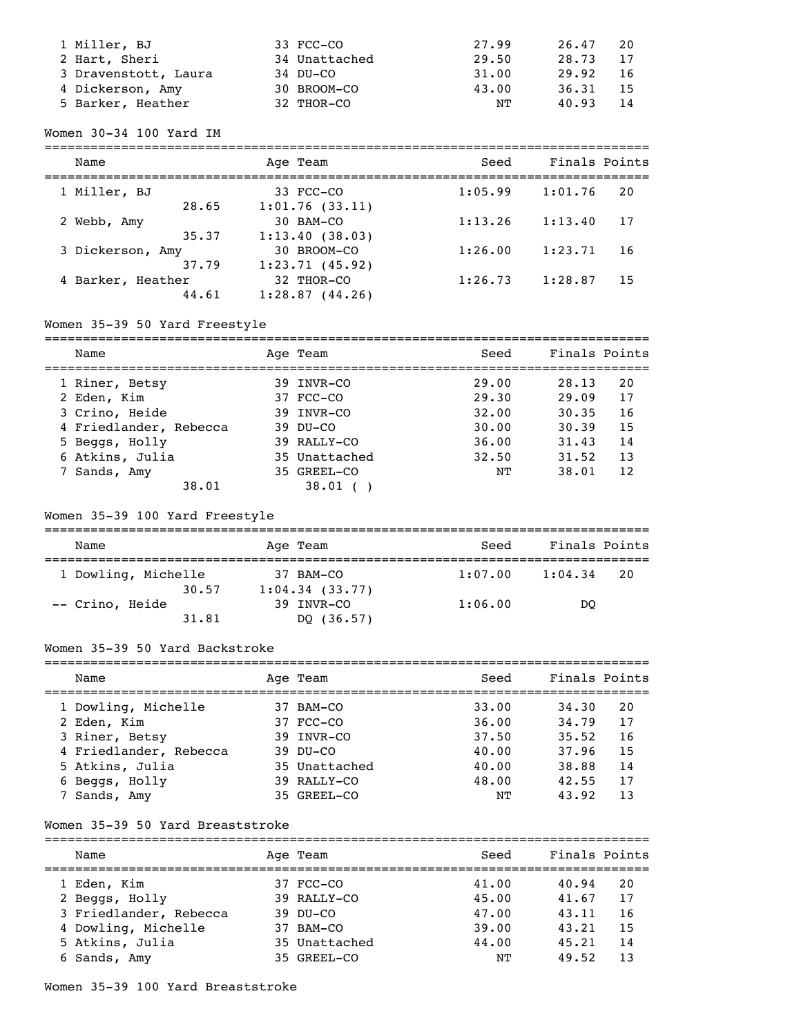| Name | Age | Team | Seed | Finals | Points |
|---|---|---|---|---|---|
| 1 Miller, BJ | 33 | FCC-CO | 27.99 | 26.47 | 20 |
| 2 Hart, Sheri | 34 | Unattached | 29.50 | 28.73 | 17 |
| 3 Dravenstott, Laura | 34 | DU-CO | 31.00 | 29.92 | 16 |
| 4 Dickerson, Amy | 30 | BROOM-CO | 43.00 | 36.31 | 15 |
| 5 Barker, Heather | 32 | THOR-CO | NT | 40.93 | 14 |

Women 30-34 100 Yard IM

| Name | Age | Team | Seed | Finals | Points |
|---|---|---|---|---|---|
| 1 Miller, BJ | 33 | FCC-CO | 1:05.99 | 1:01.76 | 20 |
| 28.65 | 1:01.76 (33.11) | | | | |
| 2 Webb, Amy | 30 | BAM-CO | 1:13.26 | 1:13.40 | 17 |
| 35.37 | 1:13.40 (38.03) | | | | |
| 3 Dickerson, Amy | 30 | BROOM-CO | 1:26.00 | 1:23.71 | 16 |
| 37.79 | 1:23.71 (45.92) | | | | |
| 4 Barker, Heather | 32 | THOR-CO | 1:26.73 | 1:28.87 | 15 |
| 44.61 | 1:28.87 (44.26) | | | | |

Women 35-39 50 Yard Freestyle

| Name | Age | Team | Seed | Finals | Points |
|---|---|---|---|---|---|
| 1 Riner, Betsy | 39 | INVR-CO | 29.00 | 28.13 | 20 |
| 2 Eden, Kim | 37 | FCC-CO | 29.30 | 29.09 | 17 |
| 3 Crino, Heide | 39 | INVR-CO | 32.00 | 30.35 | 16 |
| 4 Friedlander, Rebecca | 39 | DU-CO | 30.00 | 30.39 | 15 |
| 5 Beggs, Holly | 39 | RALLY-CO | 36.00 | 31.43 | 14 |
| 6 Atkins, Julia | 35 | Unattached | 32.50 | 31.52 | 13 |
| 7 Sands, Amy | 35 | GREEL-CO | NT | 38.01 | 12 |
| 38.01 | 38.01 ( ) | | | | |

Women 35-39 100 Yard Freestyle

| Name | Age | Team | Seed | Finals | Points |
|---|---|---|---|---|---|
| 1 Dowling, Michelle | 37 | BAM-CO | 1:07.00 | 1:04.34 | 20 |
| 30.57 | 1:04.34 (33.77) | | | | |
| -- Crino, Heide | 39 | INVR-CO | 1:06.00 | DQ | |
| 31.81 | DQ (36.57) | | | | |

Women 35-39 50 Yard Backstroke

| Name | Age | Team | Seed | Finals | Points |
|---|---|---|---|---|---|
| 1 Dowling, Michelle | 37 | BAM-CO | 33.00 | 34.30 | 20 |
| 2 Eden, Kim | 37 | FCC-CO | 36.00 | 34.79 | 17 |
| 3 Riner, Betsy | 39 | INVR-CO | 37.50 | 35.52 | 16 |
| 4 Friedlander, Rebecca | 39 | DU-CO | 40.00 | 37.96 | 15 |
| 5 Atkins, Julia | 35 | Unattached | 40.00 | 38.88 | 14 |
| 6 Beggs, Holly | 39 | RALLY-CO | 48.00 | 42.55 | 17 |
| 7 Sands, Amy | 35 | GREEL-CO | NT | 43.92 | 13 |

Women 35-39 50 Yard Breaststroke

| Name | Age | Team | Seed | Finals | Points |
|---|---|---|---|---|---|
| 1 Eden, Kim | 37 | FCC-CO | 41.00 | 40.94 | 20 |
| 2 Beggs, Holly | 39 | RALLY-CO | 45.00 | 41.67 | 17 |
| 3 Friedlander, Rebecca | 39 | DU-CO | 47.00 | 43.11 | 16 |
| 4 Dowling, Michelle | 37 | BAM-CO | 39.00 | 43.21 | 15 |
| 5 Atkins, Julia | 35 | Unattached | 44.00 | 45.21 | 14 |
| 6 Sands, Amy | 35 | GREEL-CO | NT | 49.52 | 13 |

Women 35-39 100 Yard Breaststroke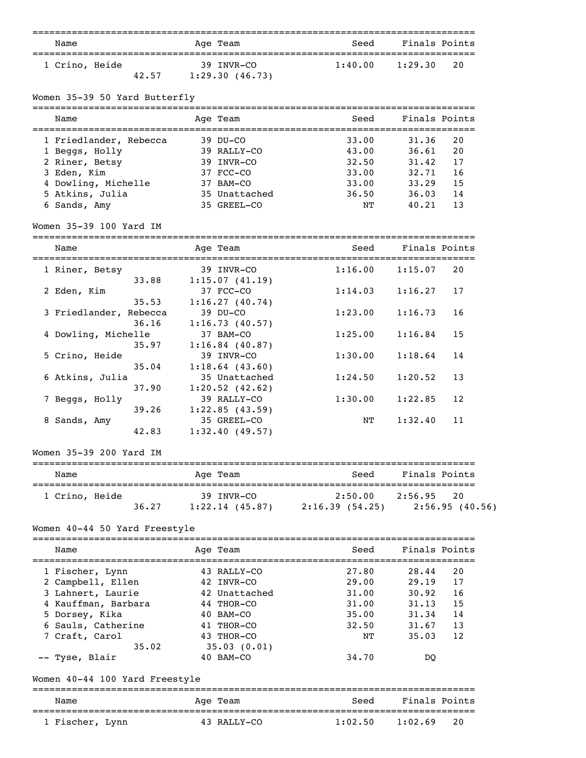| Name | Age | Team | Seed | Finals | Points |
|---|---|---|---|---|---|
| 1 Crino, Heide | 39 | INVR-CO | 1:40.00 | 1:29.30 | 20 |
| 42.57 | | 1:29.30 (46.73) | | | |

## Women 35-39 50 Yard Butterfly

| Name | Age | Team | Seed | Finals | Points |
|---|---|---|---|---|---|
| 1 Friedlander, Rebecca | 39 | DU-CO | 33.00 | 31.36 | 20 |
| 1 Beggs, Holly | 39 | RALLY-CO | 43.00 | 36.61 | 20 |
| 2 Riner, Betsy | 39 | INVR-CO | 32.50 | 31.42 | 17 |
| 3 Eden, Kim | 37 | FCC-CO | 33.00 | 32.71 | 16 |
| 4 Dowling, Michelle | 37 | BAM-CO | 33.00 | 33.29 | 15 |
| 5 Atkins, Julia | 35 | Unattached | 36.50 | 36.03 | 14 |
| 6 Sands, Amy | 35 | GREEL-CO | NT | 40.21 | 13 |

## Women 35-39 100 Yard IM

| Name | Age | Team | Seed | Finals | Points |
|---|---|---|---|---|---|
| 1 Riner, Betsy | 39 | INVR-CO | 1:16.00 | 1:15.07 | 20 |
| 33.88 | | 1:15.07 (41.19) | | | |
| 2 Eden, Kim | 37 | FCC-CO | 1:14.03 | 1:16.27 | 17 |
| 35.53 | | 1:16.27 (40.74) | | | |
| 3 Friedlander, Rebecca | 39 | DU-CO | 1:23.00 | 1:16.73 | 16 |
| 36.16 | | 1:16.73 (40.57) | | | |
| 4 Dowling, Michelle | 37 | BAM-CO | 1:25.00 | 1:16.84 | 15 |
| 35.97 | | 1:16.84 (40.87) | | | |
| 5 Crino, Heide | 39 | INVR-CO | 1:30.00 | 1:18.64 | 14 |
| 35.04 | | 1:18.64 (43.60) | | | |
| 6 Atkins, Julia | 35 | Unattached | 1:24.50 | 1:20.52 | 13 |
| 37.90 | | 1:20.52 (42.62) | | | |
| 7 Beggs, Holly | 39 | RALLY-CO | 1:30.00 | 1:22.85 | 12 |
| 39.26 | | 1:22.85 (43.59) | | | |
| 8 Sands, Amy | 35 | GREEL-CO | NT | 1:32.40 | 11 |
| 42.83 | | 1:32.40 (49.57) | | | |

## Women 35-39 200 Yard IM

| Name | Age | Team | Seed | Finals | Points |
|---|---|---|---|---|---|
| 1 Crino, Heide | 39 | INVR-CO | 2:50.00 | 2:56.95 | 20 |
| 36.27 | | 1:22.14 (45.87) | 2:16.39 (54.25) | 2:56.95 (40.56) | |

## Women 40-44 50 Yard Freestyle

| Name | Age | Team | Seed | Finals | Points |
|---|---|---|---|---|---|
| 1 Fischer, Lynn | 43 | RALLY-CO | 27.80 | 28.44 | 20 |
| 2 Campbell, Ellen | 42 | INVR-CO | 29.00 | 29.19 | 17 |
| 3 Lahnert, Laurie | 42 | Unattached | 31.00 | 30.92 | 16 |
| 4 Kauffman, Barbara | 44 | THOR-CO | 31.00 | 31.13 | 15 |
| 5 Dorsey, Kika | 40 | BAM-CO | 35.00 | 31.34 | 14 |
| 6 Sauls, Catherine | 41 | THOR-CO | 32.50 | 31.67 | 13 |
| 7 Craft, Carol | 43 | THOR-CO | NT | 35.03 | 12 |
| 35.02 | | 35.03 (0.01) | | | |
| -- Tyse, Blair | 40 | BAM-CO | 34.70 | DQ | |

## Women 40-44 100 Yard Freestyle

| Name | Age | Team | Seed | Finals | Points |
|---|---|---|---|---|---|
| 1 Fischer, Lynn | 43 | RALLY-CO | 1:02.50 | 1:02.69 | 20 |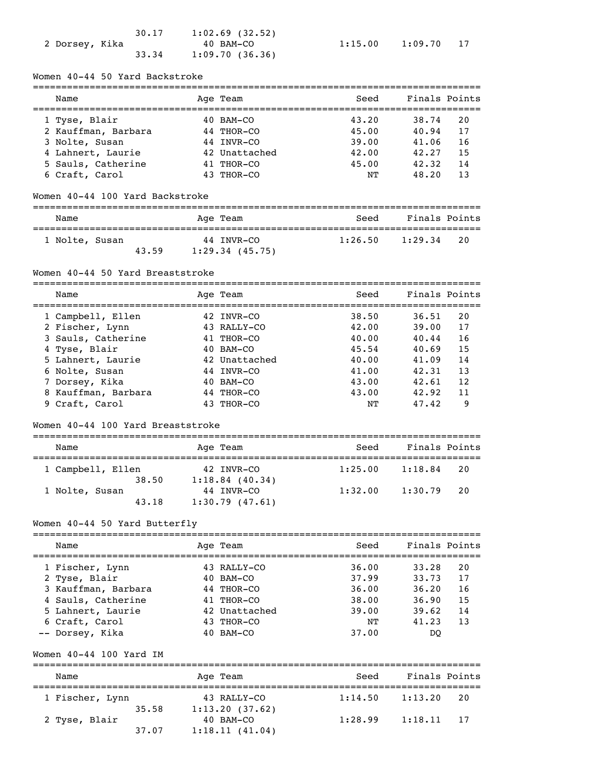| Name | Age | Team | Seed | Finals | Points |
|---|---|---|---|---|---|
| | | 30.17 1:02.69 (32.52) | | | |
| 2 Dorsey, Kika | 40 | BAM-CO | 1:15.00 | 1:09.70 | 17 |
| | | 33.34 1:09.70 (36.36) | | | |

## Women 40-44 50 Yard Backstroke

| Name | Age | Team | Seed | Finals | Points |
|---|---|---|---|---|---|
| 1 Tyse, Blair | 40 | BAM-CO | 43.20 | 38.74 | 20 |
| 2 Kauffman, Barbara | 44 | THOR-CO | 45.00 | 40.94 | 17 |
| 3 Nolte, Susan | 44 | INVR-CO | 39.00 | 41.06 | 16 |
| 4 Lahnert, Laurie | 42 | Unattached | 42.00 | 42.27 | 15 |
| 5 Sauls, Catherine | 41 | THOR-CO | 45.00 | 42.32 | 14 |
| 6 Craft, Carol | 43 | THOR-CO | NT | 48.20 | 13 |

## Women 40-44 100 Yard Backstroke

| Name | Age | Team | Seed | Finals | Points |
|---|---|---|---|---|---|
| 1 Nolte, Susan | 44 | INVR-CO | 1:26.50 | 1:29.34 | 20 |
| | | 43.59 1:29.34 (45.75) | | | |

## Women 40-44 50 Yard Breaststroke

| Name | Age | Team | Seed | Finals | Points |
|---|---|---|---|---|---|
| 1 Campbell, Ellen | 42 | INVR-CO | 38.50 | 36.51 | 20 |
| 2 Fischer, Lynn | 43 | RALLY-CO | 42.00 | 39.00 | 17 |
| 3 Sauls, Catherine | 41 | THOR-CO | 40.00 | 40.44 | 16 |
| 4 Tyse, Blair | 40 | BAM-CO | 45.54 | 40.69 | 15 |
| 5 Lahnert, Laurie | 42 | Unattached | 40.00 | 41.09 | 14 |
| 6 Nolte, Susan | 44 | INVR-CO | 41.00 | 42.31 | 13 |
| 7 Dorsey, Kika | 40 | BAM-CO | 43.00 | 42.61 | 12 |
| 8 Kauffman, Barbara | 44 | THOR-CO | 43.00 | 42.92 | 11 |
| 9 Craft, Carol | 43 | THOR-CO | NT | 47.42 | 9 |

## Women 40-44 100 Yard Breaststroke

| Name | Age | Team | Seed | Finals | Points |
|---|---|---|---|---|---|
| 1 Campbell, Ellen | 42 | INVR-CO | 1:25.00 | 1:18.84 | 20 |
| | | 38.50 1:18.84 (40.34) | | | |
| 1 Nolte, Susan | 44 | INVR-CO | 1:32.00 | 1:30.79 | 20 |
| | | 43.18 1:30.79 (47.61) | | | |

## Women 40-44 50 Yard Butterfly

| Name | Age | Team | Seed | Finals | Points |
|---|---|---|---|---|---|
| 1 Fischer, Lynn | 43 | RALLY-CO | 36.00 | 33.28 | 20 |
| 2 Tyse, Blair | 40 | BAM-CO | 37.99 | 33.73 | 17 |
| 3 Kauffman, Barbara | 44 | THOR-CO | 36.00 | 36.20 | 16 |
| 4 Sauls, Catherine | 41 | THOR-CO | 38.00 | 36.90 | 15 |
| 5 Lahnert, Laurie | 42 | Unattached | 39.00 | 39.62 | 14 |
| 6 Craft, Carol | 43 | THOR-CO | NT | 41.23 | 13 |
| -- Dorsey, Kika | 40 | BAM-CO | 37.00 | DQ | |

## Women 40-44 100 Yard IM

| Name | Age | Team | Seed | Finals | Points |
|---|---|---|---|---|---|
| 1 Fischer, Lynn | 43 | RALLY-CO | 1:14.50 | 1:13.20 | 20 |
| | | 35.58 1:13.20 (37.62) | | | |
| 2 Tyse, Blair | 40 | BAM-CO | 1:28.99 | 1:18.11 | 17 |
| | | 37.07 1:18.11 (41.04) | | | |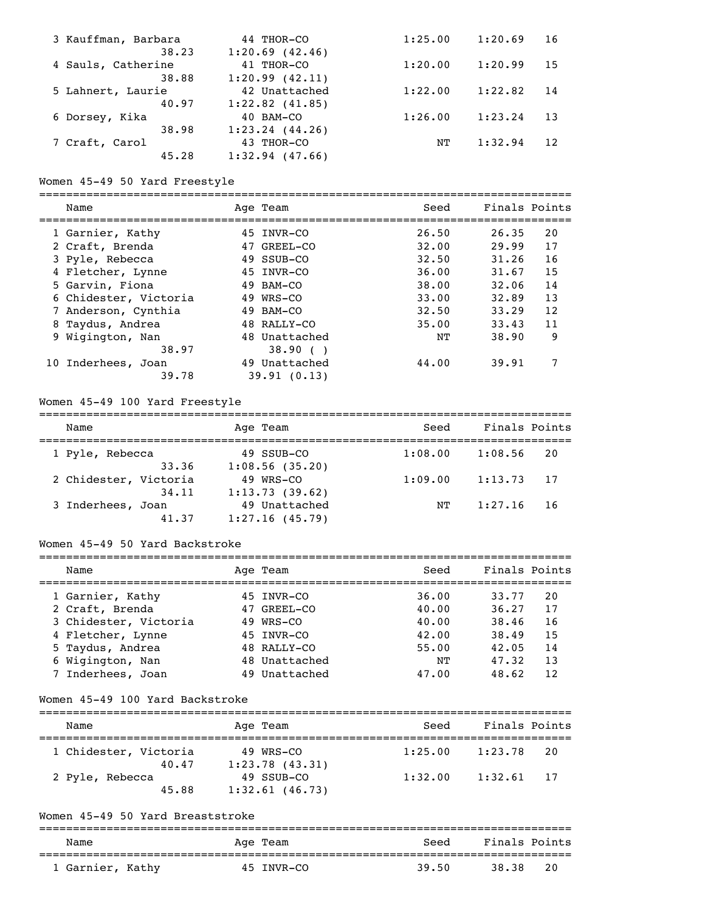| Name | Age | Team | Seed | Finals | Points |
|---|---|---|---|---|---|
| 3 Kauffman, Barbara | 44 | THOR-CO | 1:25.00 | 1:20.69 | 16 |
| 38.23 | 1:20.69 (42.46) | | | | |
| 4 Sauls, Catherine | 41 | THOR-CO | 1:20.00 | 1:20.99 | 15 |
| 38.88 | 1:20.99 (42.11) | | | | |
| 5 Lahnert, Laurie | 42 | Unattached | 1:22.00 | 1:22.82 | 14 |
| 40.97 | 1:22.82 (41.85) | | | | |
| 6 Dorsey, Kika | 40 | BAM-CO | 1:26.00 | 1:23.24 | 13 |
| 38.98 | 1:23.24 (44.26) | | | | |
| 7 Craft, Carol | 43 | THOR-CO | NT | 1:32.94 | 12 |
| 45.28 | 1:32.94 (47.66) | | | | |

## Women 45-49 50 Yard Freestyle

| Name | Age | Team | Seed | Finals | Points |
|---|---|---|---|---|---|
| 1 Garnier, Kathy | 45 | INVR-CO | 26.50 | 26.35 | 20 |
| 2 Craft, Brenda | 47 | GREEL-CO | 32.00 | 29.99 | 17 |
| 3 Pyle, Rebecca | 49 | SSUB-CO | 32.50 | 31.26 | 16 |
| 4 Fletcher, Lynne | 45 | INVR-CO | 36.00 | 31.67 | 15 |
| 5 Garvin, Fiona | 49 | BAM-CO | 38.00 | 32.06 | 14 |
| 6 Chidester, Victoria | 49 | WRS-CO | 33.00 | 32.89 | 13 |
| 7 Anderson, Cynthia | 49 | BAM-CO | 32.50 | 33.29 | 12 |
| 8 Taydus, Andrea | 48 | RALLY-CO | 35.00 | 33.43 | 11 |
| 9 Wigington, Nan | 48 | Unattached | NT | 38.90 | 9 |
| 38.97 | 38.90 ( ) | | | | |
| 10 Inderhees, Joan | 49 | Unattached | 44.00 | 39.91 | 7 |
| 39.78 | 39.91 (0.13) | | | | |

## Women 45-49 100 Yard Freestyle

| Name | Age | Team | Seed | Finals | Points |
|---|---|---|---|---|---|
| 1 Pyle, Rebecca | 49 | SSUB-CO | 1:08.00 | 1:08.56 | 20 |
| 33.36 | 1:08.56 (35.20) | | | | |
| 2 Chidester, Victoria | 49 | WRS-CO | 1:09.00 | 1:13.73 | 17 |
| 34.11 | 1:13.73 (39.62) | | | | |
| 3 Inderhees, Joan | 49 | Unattached | NT | 1:27.16 | 16 |
| 41.37 | 1:27.16 (45.79) | | | | |

## Women 45-49 50 Yard Backstroke

| Name | Age | Team | Seed | Finals | Points |
|---|---|---|---|---|---|
| 1 Garnier, Kathy | 45 | INVR-CO | 36.00 | 33.77 | 20 |
| 2 Craft, Brenda | 47 | GREEL-CO | 40.00 | 36.27 | 17 |
| 3 Chidester, Victoria | 49 | WRS-CO | 40.00 | 38.46 | 16 |
| 4 Fletcher, Lynne | 45 | INVR-CO | 42.00 | 38.49 | 15 |
| 5 Taydus, Andrea | 48 | RALLY-CO | 55.00 | 42.05 | 14 |
| 6 Wigington, Nan | 48 | Unattached | NT | 47.32 | 13 |
| 7 Inderhees, Joan | 49 | Unattached | 47.00 | 48.62 | 12 |

## Women 45-49 100 Yard Backstroke

| Name | Age | Team | Seed | Finals | Points |
|---|---|---|---|---|---|
| 1 Chidester, Victoria | 49 | WRS-CO | 1:25.00 | 1:23.78 | 20 |
| 40.47 | 1:23.78 (43.31) | | | | |
| 2 Pyle, Rebecca | 49 | SSUB-CO | 1:32.00 | 1:32.61 | 17 |
| 45.88 | 1:32.61 (46.73) | | | | |

## Women 45-49 50 Yard Breaststroke

| Name | Age | Team | Seed | Finals | Points |
|---|---|---|---|---|---|
| 1 Garnier, Kathy | 45 | INVR-CO | 39.50 | 38.38 | 20 |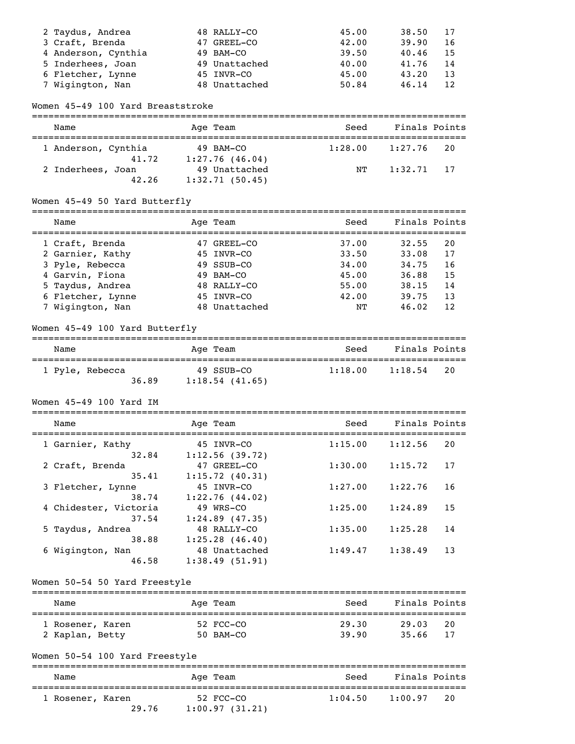| Name | Age | Team | Seed | Finals | Points |
|---|---|---|---|---|---|
| 2 Taydus, Andrea | 48 | RALLY-CO | 45.00 | 38.50 | 17 |
| 3 Craft, Brenda | 47 | GREEL-CO | 42.00 | 39.90 | 16 |
| 4 Anderson, Cynthia | 49 | BAM-CO | 39.50 | 40.46 | 15 |
| 5 Inderhees, Joan | 49 | Unattached | 40.00 | 41.76 | 14 |
| 6 Fletcher, Lynne | 45 | INVR-CO | 45.00 | 43.20 | 13 |
| 7 Wigington, Nan | 48 | Unattached | 50.84 | 46.14 | 12 |

## Women 45-49 100 Yard Breaststroke

| Name | Age | Team | Seed | Finals | Points |
|---|---|---|---|---|---|
| 1 Anderson, Cynthia | 49 | BAM-CO | 1:28.00 | 1:27.76 | 20 |
| 41.72 | | 1:27.76 (46.04) | | | |
| 2 Inderhees, Joan | 49 | Unattached | NT | 1:32.71 | 17 |
| 42.26 | | 1:32.71 (50.45) | | | |

## Women 45-49 50 Yard Butterfly

| Name | Age | Team | Seed | Finals | Points |
|---|---|---|---|---|---|
| 1 Craft, Brenda | 47 | GREEL-CO | 37.00 | 32.55 | 20 |
| 2 Garnier, Kathy | 45 | INVR-CO | 33.50 | 33.08 | 17 |
| 3 Pyle, Rebecca | 49 | SSUB-CO | 34.00 | 34.75 | 16 |
| 4 Garvin, Fiona | 49 | BAM-CO | 45.00 | 36.88 | 15 |
| 5 Taydus, Andrea | 48 | RALLY-CO | 55.00 | 38.15 | 14 |
| 6 Fletcher, Lynne | 45 | INVR-CO | 42.00 | 39.75 | 13 |
| 7 Wigington, Nan | 48 | Unattached | NT | 46.02 | 12 |

## Women 45-49 100 Yard Butterfly

| Name | Age | Team | Seed | Finals | Points |
|---|---|---|---|---|---|
| 1 Pyle, Rebecca | 49 | SSUB-CO | 1:18.00 | 1:18.54 | 20 |
| 36.89 | | 1:18.54 (41.65) | | | |

## Women 45-49 100 Yard IM

| Name | Age | Team | Seed | Finals | Points |
|---|---|---|---|---|---|
| 1 Garnier, Kathy | 45 | INVR-CO | 1:15.00 | 1:12.56 | 20 |
| 32.84 | | 1:12.56 (39.72) | | | |
| 2 Craft, Brenda | 47 | GREEL-CO | 1:30.00 | 1:15.72 | 17 |
| 35.41 | | 1:15.72 (40.31) | | | |
| 3 Fletcher, Lynne | 45 | INVR-CO | 1:27.00 | 1:22.76 | 16 |
| 38.74 | | 1:22.76 (44.02) | | | |
| 4 Chidester, Victoria | 49 | WRS-CO | 1:25.00 | 1:24.89 | 15 |
| 37.54 | | 1:24.89 (47.35) | | | |
| 5 Taydus, Andrea | 48 | RALLY-CO | 1:35.00 | 1:25.28 | 14 |
| 38.88 | | 1:25.28 (46.40) | | | |
| 6 Wigington, Nan | 48 | Unattached | 1:49.47 | 1:38.49 | 13 |
| 46.58 | | 1:38.49 (51.91) | | | |

## Women 50-54 50 Yard Freestyle

| Name | Age | Team | Seed | Finals | Points |
|---|---|---|---|---|---|
| 1 Rosener, Karen | 52 | FCC-CO | 29.30 | 29.03 | 20 |
| 2 Kaplan, Betty | 50 | BAM-CO | 39.90 | 35.66 | 17 |

## Women 50-54 100 Yard Freestyle

| Name | Age | Team | Seed | Finals | Points |
|---|---|---|---|---|---|
| 1 Rosener, Karen | 52 | FCC-CO | 1:04.50 | 1:00.97 | 20 |
| 29.76 | | 1:00.97 (31.21) | | | |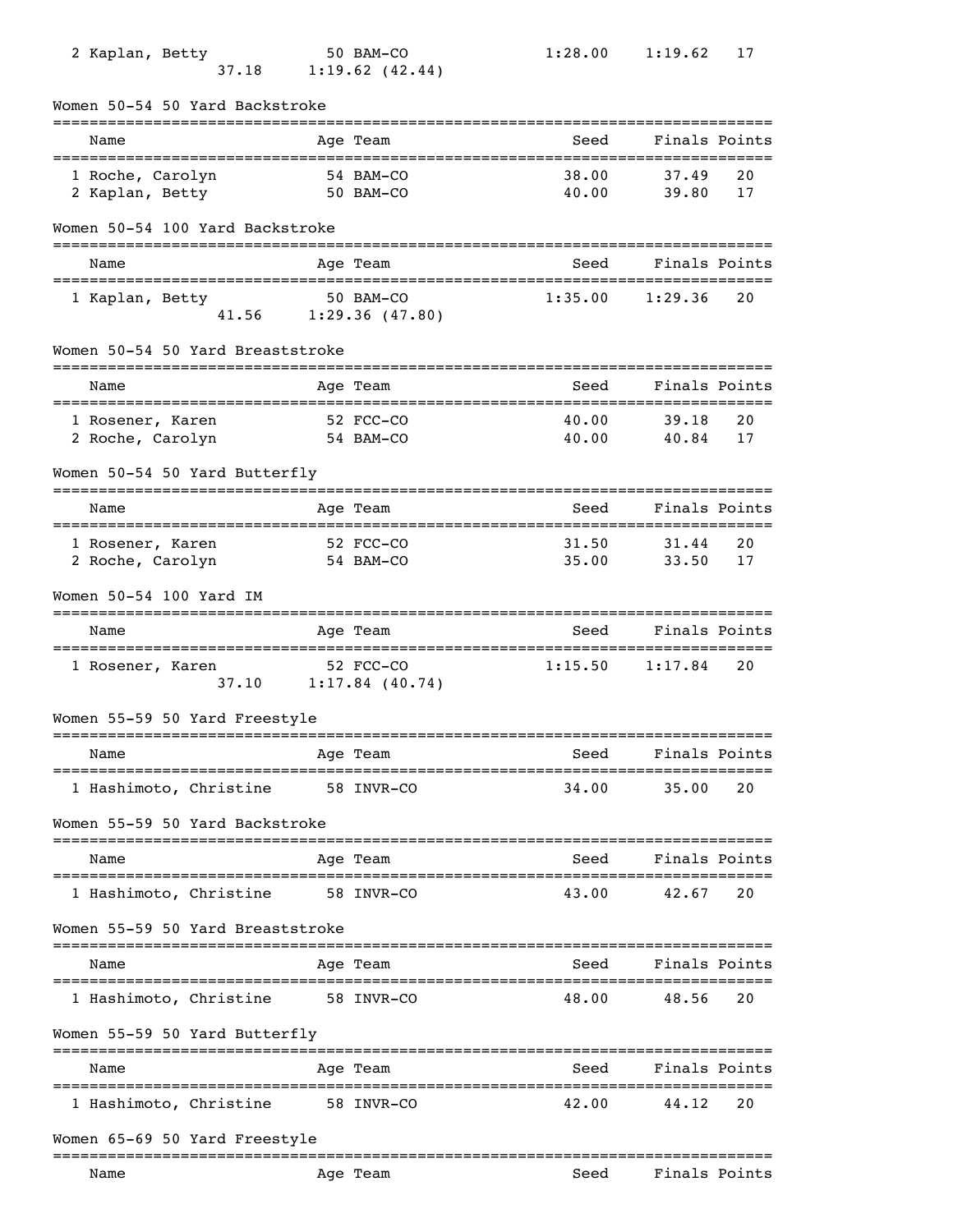| | Name | Age | Team | Seed | Finals | Points |
|---|---|---|---|---|---|---|
| 2 | Kaplan, Betty | 50 | BAM-CO | 1:28.00 | 1:19.62 | 17 |
| | 37.18 | | 1:19.62 (42.44) | | | |

## Women 50-54 50 Yard Backstroke

| | Name | Age | Team | Seed | Finals | Points |
|---|---|---|---|---|---|---|
| 1 | Roche, Carolyn | 54 | BAM-CO | 38.00 | 37.49 | 20 |
| 2 | Kaplan, Betty | 50 | BAM-CO | 40.00 | 39.80 | 17 |

## Women 50-54 100 Yard Backstroke

| | Name | Age | Team | Seed | Finals | Points |
|---|---|---|---|---|---|---|
| 1 | Kaplan, Betty | 50 | BAM-CO | 1:35.00 | 1:29.36 | 20 |
| | 41.56 | | 1:29.36 (47.80) | | | |

## Women 50-54 50 Yard Breaststroke

| | Name | Age | Team | Seed | Finals | Points |
|---|---|---|---|---|---|---|
| 1 | Rosener, Karen | 52 | FCC-CO | 40.00 | 39.18 | 20 |
| 2 | Roche, Carolyn | 54 | BAM-CO | 40.00 | 40.84 | 17 |

## Women 50-54 50 Yard Butterfly

| | Name | Age | Team | Seed | Finals | Points |
|---|---|---|---|---|---|---|
| 1 | Rosener, Karen | 52 | FCC-CO | 31.50 | 31.44 | 20 |
| 2 | Roche, Carolyn | 54 | BAM-CO | 35.00 | 33.50 | 17 |

## Women 50-54 100 Yard IM

| | Name | Age | Team | Seed | Finals | Points |
|---|---|---|---|---|---|---|
| 1 | Rosener, Karen | 52 | FCC-CO | 1:15.50 | 1:17.84 | 20 |
| | 37.10 | | 1:17.84 (40.74) | | | |

## Women 55-59 50 Yard Freestyle

| | Name | Age | Team | Seed | Finals | Points |
|---|---|---|---|---|---|---|
| 1 | Hashimoto, Christine | 58 | INVR-CO | 34.00 | 35.00 | 20 |

## Women 55-59 50 Yard Backstroke

| | Name | Age | Team | Seed | Finals | Points |
|---|---|---|---|---|---|---|
| 1 | Hashimoto, Christine | 58 | INVR-CO | 43.00 | 42.67 | 20 |

## Women 55-59 50 Yard Breaststroke

| | Name | Age | Team | Seed | Finals | Points |
|---|---|---|---|---|---|---|
| 1 | Hashimoto, Christine | 58 | INVR-CO | 48.00 | 48.56 | 20 |

## Women 55-59 50 Yard Butterfly

| | Name | Age | Team | Seed | Finals | Points |
|---|---|---|---|---|---|---|
| 1 | Hashimoto, Christine | 58 | INVR-CO | 42.00 | 44.12 | 20 |

## Women 65-69 50 Yard Freestyle

| | Name | Age | Team | Seed | Finals | Points |
|---|---|---|---|---|---|---|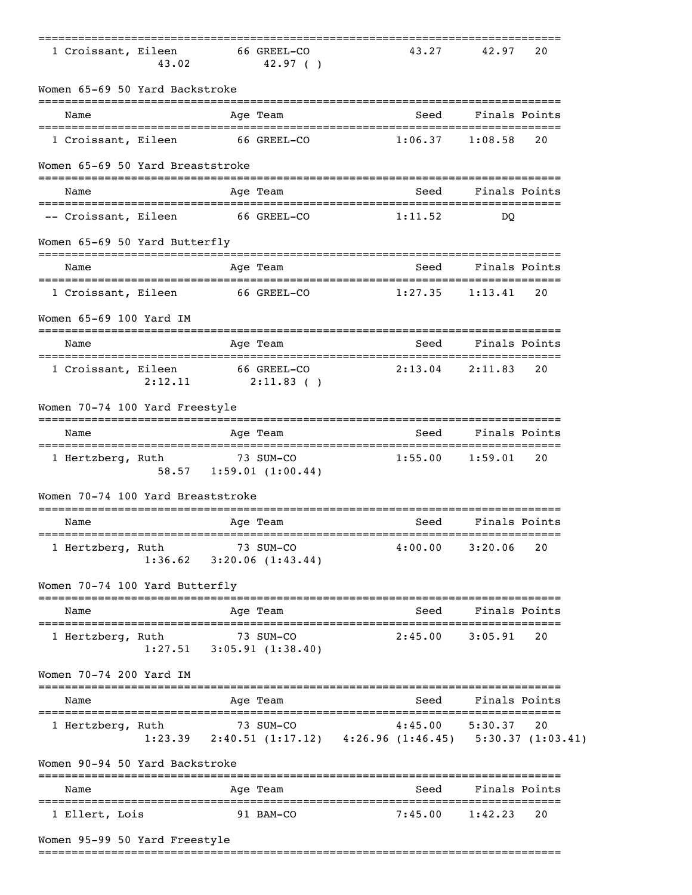| | | | | | |
|---|---|---|---|---|---|
| 1 Croissant, Eileen | 66 GREEL-CO | 43.27 | 42.97 | 20 |
| 43.02 | 42.97 ( ) | | | |

## Women 65-69 50 Yard Backstroke

| Name | Age Team | Seed | Finals | Points |
|---|---|---|---|---|
| 1 Croissant, Eileen | 66 GREEL-CO | 1:06.37 | 1:08.58 | 20 |

## Women 65-69 50 Yard Breaststroke

| Name | Age Team | Seed | Finals | Points |
|---|---|---|---|---|
| -- Croissant, Eileen | 66 GREEL-CO | 1:11.52 | DQ | |

## Women 65-69 50 Yard Butterfly

| Name | Age Team | Seed | Finals | Points |
|---|---|---|---|---|
| 1 Croissant, Eileen | 66 GREEL-CO | 1:27.35 | 1:13.41 | 20 |

## Women 65-69 100 Yard IM

| Name | Age Team | Seed | Finals | Points |
|---|---|---|---|---|
| 1 Croissant, Eileen | 66 GREEL-CO | 2:13.04 | 2:11.83 | 20 |
| 2:12.11 | 2:11.83 ( ) | | | |

## Women 70-74 100 Yard Freestyle

| Name | Age Team | Seed | Finals | Points |
|---|---|---|---|---|
| 1 Hertzberg, Ruth | 73 SUM-CO | 1:55.00 | 1:59.01 | 20 |
| 58.57 | 1:59.01 (1:00.44) | | | |

## Women 70-74 100 Yard Breaststroke

| Name | Age Team | Seed | Finals | Points |
|---|---|---|---|---|
| 1 Hertzberg, Ruth | 73 SUM-CO | 4:00.00 | 3:20.06 | 20 |
| 1:36.62 | 3:20.06 (1:43.44) | | | |

## Women 70-74 100 Yard Butterfly

| Name | Age Team | Seed | Finals | Points |
|---|---|---|---|---|
| 1 Hertzberg, Ruth | 73 SUM-CO | 2:45.00 | 3:05.91 | 20 |
| 1:27.51 | 3:05.91 (1:38.40) | | | |

## Women 70-74 200 Yard IM

| Name | Age Team | Seed | Finals | Points |
|---|---|---|---|---|
| 1 Hertzberg, Ruth | 73 SUM-CO | 4:45.00 | 5:30.37 | 20 |
| 1:23.39 | 2:40.51 (1:17.12) | 4:26.96 (1:46.45) | 5:30.37 (1:03.41) | |

## Women 90-94 50 Yard Backstroke

| Name | Age Team | Seed | Finals | Points |
|---|---|---|---|---|
| 1 Ellert, Lois | 91 BAM-CO | 7:45.00 | 1:42.23 | 20 |

## Women 95-99 50 Yard Freestyle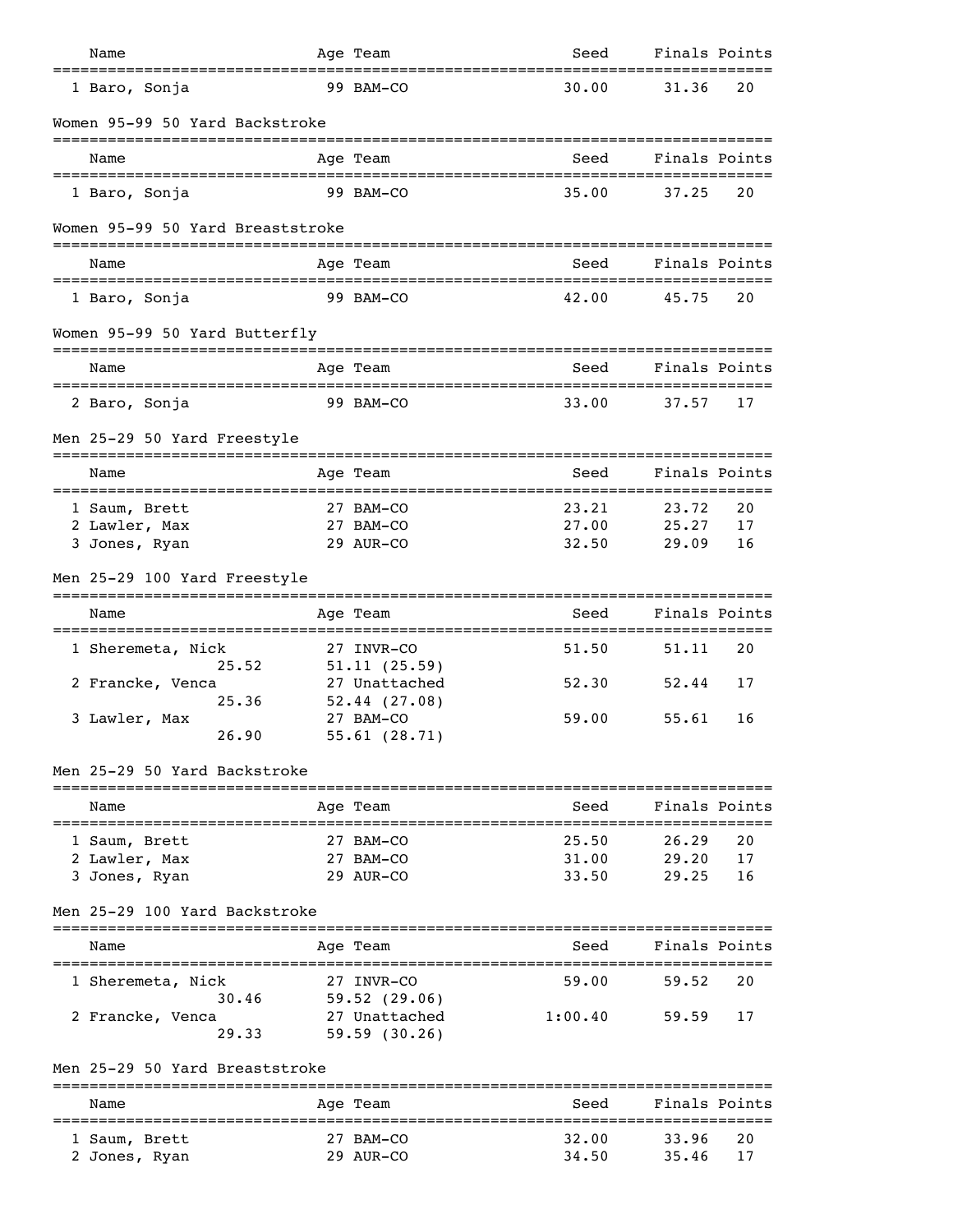| Name | Age | Team | Seed | Finals | Points |
|---|---|---|---|---|---|
| 1 Baro, Sonja | 99 | BAM-CO | 30.00 | 31.36 | 20 |

## Women 95-99 50 Yard Backstroke

| Name | Age | Team | Seed | Finals | Points |
|---|---|---|---|---|---|
| 1 Baro, Sonja | 99 | BAM-CO | 35.00 | 37.25 | 20 |

## Women 95-99 50 Yard Breaststroke

| Name | Age | Team | Seed | Finals | Points |
|---|---|---|---|---|---|
| 1 Baro, Sonja | 99 | BAM-CO | 42.00 | 45.75 | 20 |

## Women 95-99 50 Yard Butterfly

| Name | Age | Team | Seed | Finals | Points |
|---|---|---|---|---|---|
| 2 Baro, Sonja | 99 | BAM-CO | 33.00 | 37.57 | 17 |

## Men 25-29 50 Yard Freestyle

| Name | Age | Team | Seed | Finals | Points |
|---|---|---|---|---|---|
| 1 Saum, Brett | 27 | BAM-CO | 23.21 | 23.72 | 20 |
| 2 Lawler, Max | 27 | BAM-CO | 27.00 | 25.27 | 17 |
| 3 Jones, Ryan | 29 | AUR-CO | 32.50 | 29.09 | 16 |

## Men 25-29 100 Yard Freestyle

| Name | Age | Team | Seed | Finals | Points |
|---|---|---|---|---|---|
| 1 Sheremeta, Nick | 27 | INVR-CO | 51.50 | 51.11 | 20 |
| 25.52 | | 51.11 (25.59) | | | |
| 2 Francke, Venca | 27 | Unattached | 52.30 | 52.44 | 17 |
| 25.36 | | 52.44 (27.08) | | | |
| 3 Lawler, Max | 27 | BAM-CO | 59.00 | 55.61 | 16 |
| 26.90 | | 55.61 (28.71) | | | |

## Men 25-29 50 Yard Backstroke

| Name | Age | Team | Seed | Finals | Points |
|---|---|---|---|---|---|
| 1 Saum, Brett | 27 | BAM-CO | 25.50 | 26.29 | 20 |
| 2 Lawler, Max | 27 | BAM-CO | 31.00 | 29.20 | 17 |
| 3 Jones, Ryan | 29 | AUR-CO | 33.50 | 29.25 | 16 |

## Men 25-29 100 Yard Backstroke

| Name | Age | Team | Seed | Finals | Points |
|---|---|---|---|---|---|
| 1 Sheremeta, Nick | 27 | INVR-CO | 59.00 | 59.52 | 20 |
| 30.46 | | 59.52 (29.06) | | | |
| 2 Francke, Venca | 27 | Unattached | 1:00.40 | 59.59 | 17 |
| 29.33 | | 59.59 (30.26) | | | |

## Men 25-29 50 Yard Breaststroke

| Name | Age | Team | Seed | Finals | Points |
|---|---|---|---|---|---|
| 1 Saum, Brett | 27 | BAM-CO | 32.00 | 33.96 | 20 |
| 2 Jones, Ryan | 29 | AUR-CO | 34.50 | 35.46 | 17 |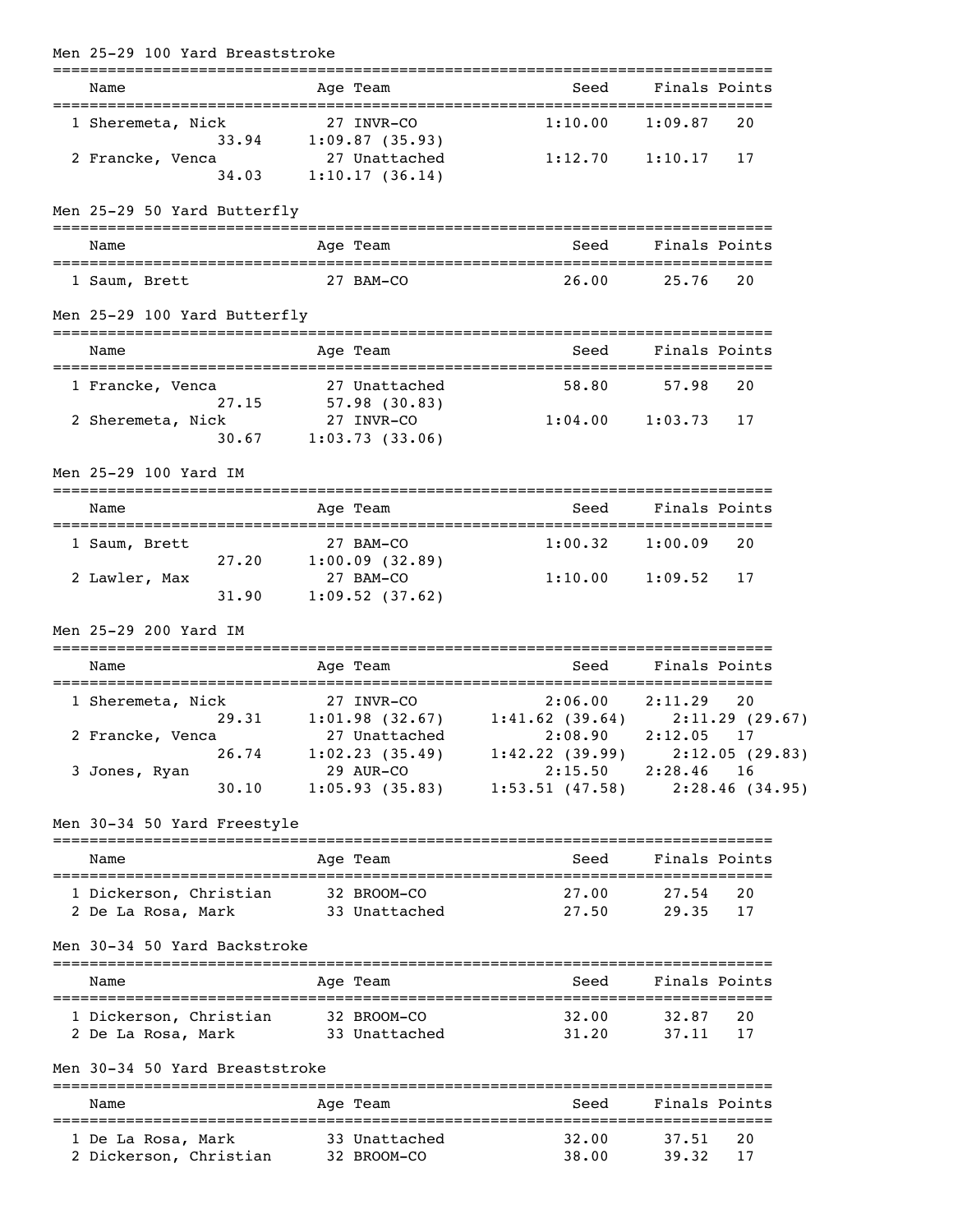## Men 25-29 100 Yard Breaststroke

| | Name | Age | Team | Seed | Finals | Points |
|---|---|---|---|---|---|---|
| 1 | Sheremeta, Nick | 27 | INVR-CO | 1:10.00 | 1:09.87 | 20 |
| | 33.94 | | 1:09.87 (35.93) | | | |
| 2 | Francke, Venca | 27 | Unattached | 1:12.70 | 1:10.17 | 17 |
| | 34.03 | | 1:10.17 (36.14) | | | |

## Men 25-29 50 Yard Butterfly

| | Name | Age | Team | Seed | Finals | Points |
|---|---|---|---|---|---|---|
| 1 | Saum, Brett | 27 | BAM-CO | 26.00 | 25.76 | 20 |

## Men 25-29 100 Yard Butterfly

| | Name | Age | Team | Seed | Finals | Points |
|---|---|---|---|---|---|---|
| 1 | Francke, Venca | 27 | Unattached | 58.80 | 57.98 | 20 |
| | 27.15 | | 57.98 (30.83) | | | |
| 2 | Sheremeta, Nick | 27 | INVR-CO | 1:04.00 | 1:03.73 | 17 |
| | 30.67 | | 1:03.73 (33.06) | | | |

## Men 25-29 100 Yard IM

| | Name | Age | Team | Seed | Finals | Points |
|---|---|---|---|---|---|---|
| 1 | Saum, Brett | 27 | BAM-CO | 1:00.32 | 1:00.09 | 20 |
| | 27.20 | | 1:00.09 (32.89) | | | |
| 2 | Lawler, Max | 27 | BAM-CO | 1:10.00 | 1:09.52 | 17 |
| | 31.90 | | 1:09.52 (37.62) | | | |

## Men 25-29 200 Yard IM

| | Name | Age | Team | Seed | Finals | Points |
|---|---|---|---|---|---|---|
| 1 | Sheremeta, Nick | 27 | INVR-CO | 2:06.00 | 2:11.29 | 20 |
| | 29.31 | | 1:01.98 (32.67) | 1:41.62 (39.64) | 2:11.29 (29.67) | |
| 2 | Francke, Venca | 27 | Unattached | 2:08.90 | 2:12.05 | 17 |
| | 26.74 | | 1:02.23 (35.49) | 1:42.22 (39.99) | 2:12.05 (29.83) | |
| 3 | Jones, Ryan | 29 | AUR-CO | 2:15.50 | 2:28.46 | 16 |
| | 30.10 | | 1:05.93 (35.83) | 1:53.51 (47.58) | 2:28.46 (34.95) | |

## Men 30-34 50 Yard Freestyle

| | Name | Age | Team | Seed | Finals | Points |
|---|---|---|---|---|---|---|
| 1 | Dickerson, Christian | 32 | BROOM-CO | 27.00 | 27.54 | 20 |
| 2 | De La Rosa, Mark | 33 | Unattached | 27.50 | 29.35 | 17 |

## Men 30-34 50 Yard Backstroke

| | Name | Age | Team | Seed | Finals | Points |
|---|---|---|---|---|---|---|
| 1 | Dickerson, Christian | 32 | BROOM-CO | 32.00 | 32.87 | 20 |
| 2 | De La Rosa, Mark | 33 | Unattached | 31.20 | 37.11 | 17 |

## Men 30-34 50 Yard Breaststroke

| | Name | Age | Team | Seed | Finals | Points |
|---|---|---|---|---|---|---|
| 1 | De La Rosa, Mark | 33 | Unattached | 32.00 | 37.51 | 20 |
| 2 | Dickerson, Christian | 32 | BROOM-CO | 38.00 | 39.32 | 17 |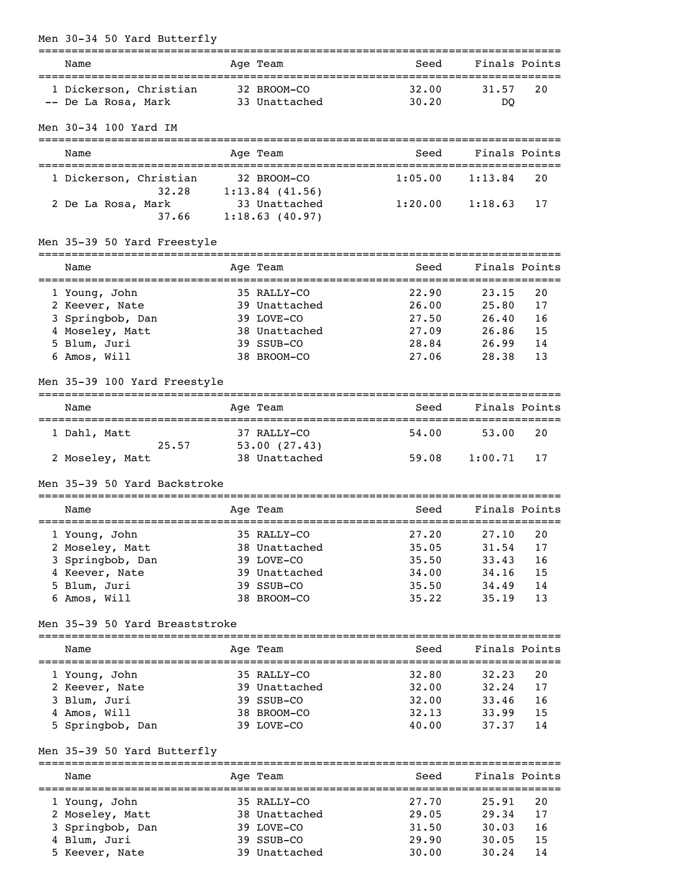## Men 30-34 50 Yard Butterfly

| | Name | Age | Team | Seed | Finals | Points |
|---|---|---|---|---|---|---|
| 1 | Dickerson, Christian | 32 | BROOM-CO | 32.00 | 31.57 | 20 |
| -- | De La Rosa, Mark | 33 | Unattached | 30.20 | DQ | |

## Men 30-34 100 Yard IM

| | Name | Age | Team | Seed | Finals | Points |
|---|---|---|---|---|---|---|
| 1 | Dickerson, Christian | 32 | BROOM-CO | 1:05.00 | 1:13.84 | 20 |
| | 32.28 | | 1:13.84 (41.56) | | | |
| 2 | De La Rosa, Mark | 33 | Unattached | 1:20.00 | 1:18.63 | 17 |
| | 37.66 | | 1:18.63 (40.97) | | | |

## Men 35-39 50 Yard Freestyle

| | Name | Age | Team | Seed | Finals | Points |
|---|---|---|---|---|---|---|
| 1 | Young, John | 35 | RALLY-CO | 22.90 | 23.15 | 20 |
| 2 | Keever, Nate | 39 | Unattached | 26.00 | 25.80 | 17 |
| 3 | Springbob, Dan | 39 | LOVE-CO | 27.50 | 26.40 | 16 |
| 4 | Moseley, Matt | 38 | Unattached | 27.09 | 26.86 | 15 |
| 5 | Blum, Juri | 39 | SSUB-CO | 28.84 | 26.99 | 14 |
| 6 | Amos, Will | 38 | BROOM-CO | 27.06 | 28.38 | 13 |

## Men 35-39 100 Yard Freestyle

| | Name | Age | Team | Seed | Finals | Points |
|---|---|---|---|---|---|---|
| 1 | Dahl, Matt | 37 | RALLY-CO | 54.00 | 53.00 | 20 |
| | 25.57 | | 53.00 (27.43) | | | |
| 2 | Moseley, Matt | 38 | Unattached | 59.08 | 1:00.71 | 17 |

## Men 35-39 50 Yard Backstroke

| | Name | Age | Team | Seed | Finals | Points |
|---|---|---|---|---|---|---|
| 1 | Young, John | 35 | RALLY-CO | 27.20 | 27.10 | 20 |
| 2 | Moseley, Matt | 38 | Unattached | 35.05 | 31.54 | 17 |
| 3 | Springbob, Dan | 39 | LOVE-CO | 35.50 | 33.43 | 16 |
| 4 | Keever, Nate | 39 | Unattached | 34.00 | 34.16 | 15 |
| 5 | Blum, Juri | 39 | SSUB-CO | 35.50 | 34.49 | 14 |
| 6 | Amos, Will | 38 | BROOM-CO | 35.22 | 35.19 | 13 |

## Men 35-39 50 Yard Breaststroke

| | Name | Age | Team | Seed | Finals | Points |
|---|---|---|---|---|---|---|
| 1 | Young, John | 35 | RALLY-CO | 32.80 | 32.23 | 20 |
| 2 | Keever, Nate | 39 | Unattached | 32.00 | 32.24 | 17 |
| 3 | Blum, Juri | 39 | SSUB-CO | 32.00 | 33.46 | 16 |
| 4 | Amos, Will | 38 | BROOM-CO | 32.13 | 33.99 | 15 |
| 5 | Springbob, Dan | 39 | LOVE-CO | 40.00 | 37.37 | 14 |

## Men 35-39 50 Yard Butterfly

| | Name | Age | Team | Seed | Finals | Points |
|---|---|---|---|---|---|---|
| 1 | Young, John | 35 | RALLY-CO | 27.70 | 25.91 | 20 |
| 2 | Moseley, Matt | 38 | Unattached | 29.05 | 29.34 | 17 |
| 3 | Springbob, Dan | 39 | LOVE-CO | 31.50 | 30.03 | 16 |
| 4 | Blum, Juri | 39 | SSUB-CO | 29.90 | 30.05 | 15 |
| 5 | Keever, Nate | 39 | Unattached | 30.00 | 30.24 | 14 |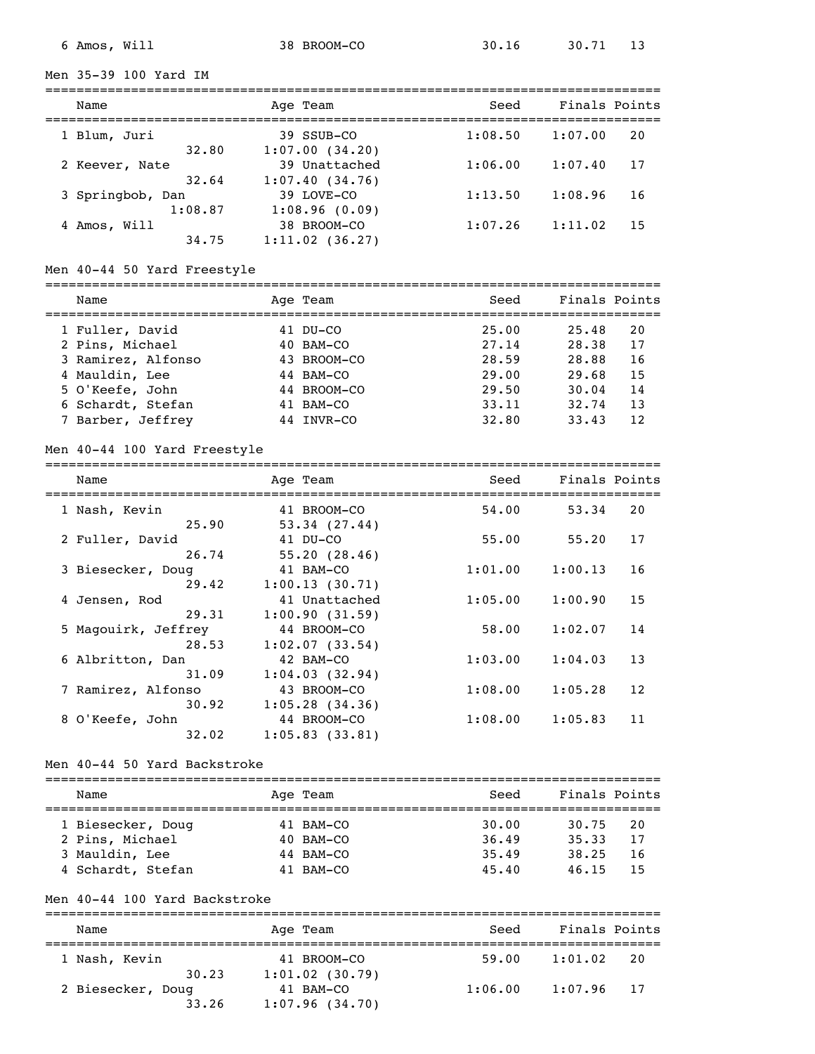| Name | Age | Team | Seed | Finals | Points |
|---|---|---|---|---|---|
| 6 Amos, Will | 38 | BROOM-CO | 30.16 | 30.71 | 13 |

### Men 35-39 100 Yard IM

| Name | Age | Team | Seed | Finals | Points |
|---|---|---|---|---|---|
| 1 Blum, Juri | 39 | SSUB-CO | 1:08.50 | 1:07.00 | 20 |
| 32.80 | 1:07.00 (34.20) | | | | |
| 2 Keever, Nate | 39 | Unattached | 1:06.00 | 1:07.40 | 17 |
| 32.64 | 1:07.40 (34.76) | | | | |
| 3 Springbob, Dan | 39 | LOVE-CO | 1:13.50 | 1:08.96 | 16 |
| 1:08.87 | 1:08.96 (0.09) | | | | |
| 4 Amos, Will | 38 | BROOM-CO | 1:07.26 | 1:11.02 | 15 |
| 34.75 | 1:11.02 (36.27) | | | | |

### Men 40-44 50 Yard Freestyle

| Name | Age | Team | Seed | Finals | Points |
|---|---|---|---|---|---|
| 1 Fuller, David | 41 | DU-CO | 25.00 | 25.48 | 20 |
| 2 Pins, Michael | 40 | BAM-CO | 27.14 | 28.38 | 17 |
| 3 Ramirez, Alfonso | 43 | BROOM-CO | 28.59 | 28.88 | 16 |
| 4 Mauldin, Lee | 44 | BAM-CO | 29.00 | 29.68 | 15 |
| 5 O'Keefe, John | 44 | BROOM-CO | 29.50 | 30.04 | 14 |
| 6 Schardt, Stefan | 41 | BAM-CO | 33.11 | 32.74 | 13 |
| 7 Barber, Jeffrey | 44 | INVR-CO | 32.80 | 33.43 | 12 |

### Men 40-44 100 Yard Freestyle

| Name | Age | Team | Seed | Finals | Points |
|---|---|---|---|---|---|
| 1 Nash, Kevin | 41 | BROOM-CO | 54.00 | 53.34 | 20 |
| 25.90 | 53.34 (27.44) | | | | |
| 2 Fuller, David | 41 | DU-CO | 55.00 | 55.20 | 17 |
| 26.74 | 55.20 (28.46) | | | | |
| 3 Biesecker, Doug | 41 | BAM-CO | 1:01.00 | 1:00.13 | 16 |
| 29.42 | 1:00.13 (30.71) | | | | |
| 4 Jensen, Rod | 41 | Unattached | 1:05.00 | 1:00.90 | 15 |
| 29.31 | 1:00.90 (31.59) | | | | |
| 5 Magouirk, Jeffrey | 44 | BROOM-CO | 58.00 | 1:02.07 | 14 |
| 28.53 | 1:02.07 (33.54) | | | | |
| 6 Albritton, Dan | 42 | BAM-CO | 1:03.00 | 1:04.03 | 13 |
| 31.09 | 1:04.03 (32.94) | | | | |
| 7 Ramirez, Alfonso | 43 | BROOM-CO | 1:08.00 | 1:05.28 | 12 |
| 30.92 | 1:05.28 (34.36) | | | | |
| 8 O'Keefe, John | 44 | BROOM-CO | 1:08.00 | 1:05.83 | 11 |
| 32.02 | 1:05.83 (33.81) | | | | |

### Men 40-44 50 Yard Backstroke

| Name | Age | Team | Seed | Finals | Points |
|---|---|---|---|---|---|
| 1 Biesecker, Doug | 41 | BAM-CO | 30.00 | 30.75 | 20 |
| 2 Pins, Michael | 40 | BAM-CO | 36.49 | 35.33 | 17 |
| 3 Mauldin, Lee | 44 | BAM-CO | 35.49 | 38.25 | 16 |
| 4 Schardt, Stefan | 41 | BAM-CO | 45.40 | 46.15 | 15 |

### Men 40-44 100 Yard Backstroke

| Name | Age | Team | Seed | Finals | Points |
|---|---|---|---|---|---|
| 1 Nash, Kevin | 41 | BROOM-CO | 59.00 | 1:01.02 | 20 |
| 30.23 | 1:01.02 (30.79) | | | | |
| 2 Biesecker, Doug | 41 | BAM-CO | 1:06.00 | 1:07.96 | 17 |
| 33.26 | 1:07.96 (34.70) | | | | |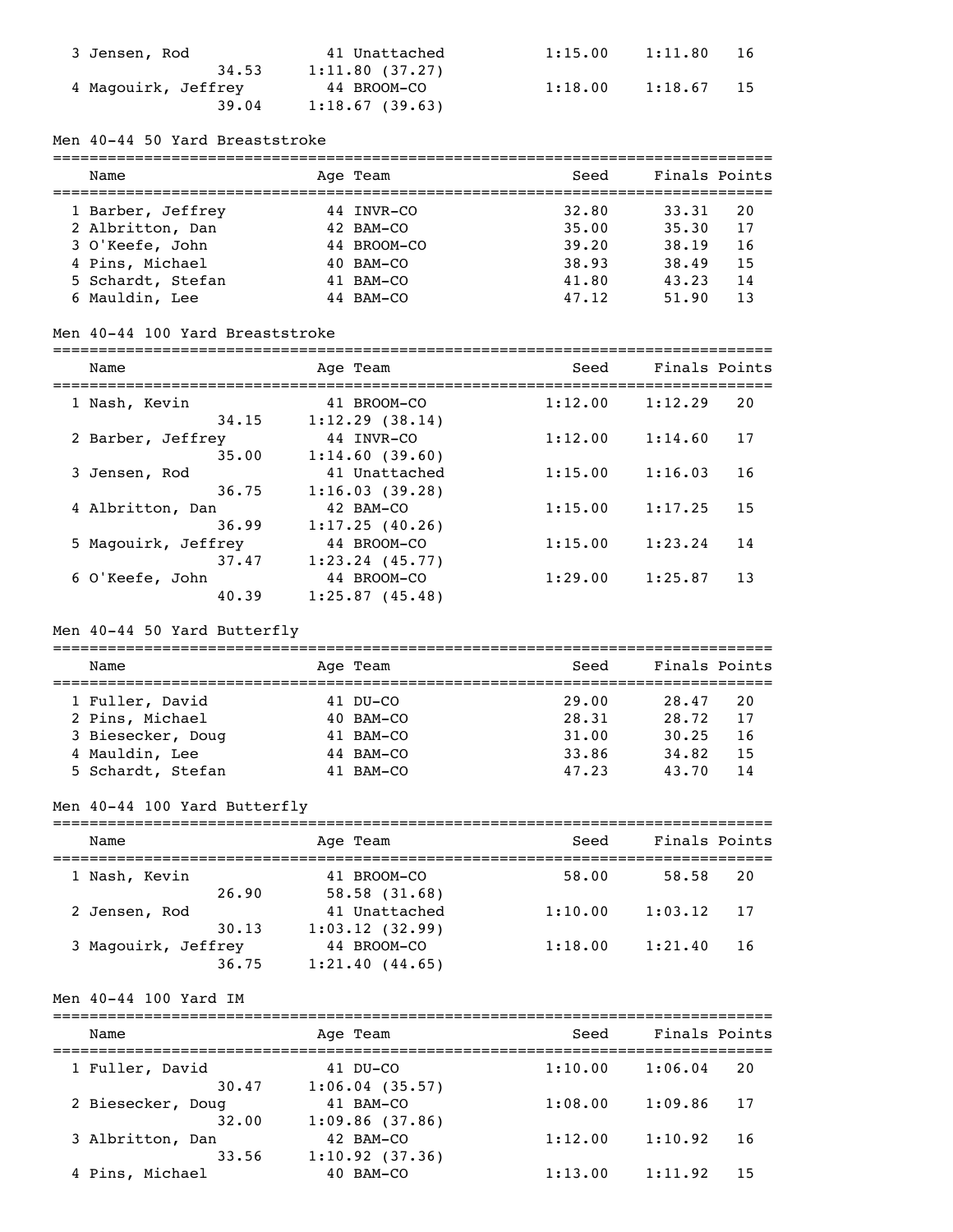| Name | Age | Team | Seed | Finals | Points |
|---|---|---|---|---|---|
| 3 Jensen, Rod | 41 | Unattached | 1:15.00 | 1:11.80 | 16 |
| 34.53 1:11.80 (37.27) | | | | | |
| 4 Magouirk, Jeffrey | 44 | BROOM-CO | 1:18.00 | 1:18.67 | 15 |
| 39.04 1:18.67 (39.63) | | | | | |

## Men 40-44 50 Yard Breaststroke

| Name | Age | Team | Seed | Finals | Points |
|---|---|---|---|---|---|
| 1 Barber, Jeffrey | 44 | INVR-CO | 32.80 | 33.31 | 20 |
| 2 Albritton, Dan | 42 | BAM-CO | 35.00 | 35.30 | 17 |
| 3 O'Keefe, John | 44 | BROOM-CO | 39.20 | 38.19 | 16 |
| 4 Pins, Michael | 40 | BAM-CO | 38.93 | 38.49 | 15 |
| 5 Schardt, Stefan | 41 | BAM-CO | 41.80 | 43.23 | 14 |
| 6 Mauldin, Lee | 44 | BAM-CO | 47.12 | 51.90 | 13 |

## Men 40-44 100 Yard Breaststroke

| Name | Age | Team | Seed | Finals | Points |
|---|---|---|---|---|---|
| 1 Nash, Kevin | 41 | BROOM-CO | 1:12.00 | 1:12.29 | 20 |
| 34.15 1:12.29 (38.14) | | | | | |
| 2 Barber, Jeffrey | 44 | INVR-CO | 1:12.00 | 1:14.60 | 17 |
| 35.00 1:14.60 (39.60) | | | | | |
| 3 Jensen, Rod | 41 | Unattached | 1:15.00 | 1:16.03 | 16 |
| 36.75 1:16.03 (39.28) | | | | | |
| 4 Albritton, Dan | 42 | BAM-CO | 1:15.00 | 1:17.25 | 15 |
| 36.99 1:17.25 (40.26) | | | | | |
| 5 Magouirk, Jeffrey | 44 | BROOM-CO | 1:15.00 | 1:23.24 | 14 |
| 37.47 1:23.24 (45.77) | | | | | |
| 6 O'Keefe, John | 44 | BROOM-CO | 1:29.00 | 1:25.87 | 13 |
| 40.39 1:25.87 (45.48) | | | | | |

## Men 40-44 50 Yard Butterfly

| Name | Age | Team | Seed | Finals | Points |
|---|---|---|---|---|---|
| 1 Fuller, David | 41 | DU-CO | 29.00 | 28.47 | 20 |
| 2 Pins, Michael | 40 | BAM-CO | 28.31 | 28.72 | 17 |
| 3 Biesecker, Doug | 41 | BAM-CO | 31.00 | 30.25 | 16 |
| 4 Mauldin, Lee | 44 | BAM-CO | 33.86 | 34.82 | 15 |
| 5 Schardt, Stefan | 41 | BAM-CO | 47.23 | 43.70 | 14 |

## Men 40-44 100 Yard Butterfly

| Name | Age | Team | Seed | Finals | Points |
|---|---|---|---|---|---|
| 1 Nash, Kevin | 41 | BROOM-CO | 58.00 | 58.58 | 20 |
| 26.90 58.58 (31.68) | | | | | |
| 2 Jensen, Rod | 41 | Unattached | 1:10.00 | 1:03.12 | 17 |
| 30.13 1:03.12 (32.99) | | | | | |
| 3 Magouirk, Jeffrey | 44 | BROOM-CO | 1:18.00 | 1:21.40 | 16 |
| 36.75 1:21.40 (44.65) | | | | | |

## Men 40-44 100 Yard IM

| Name | Age | Team | Seed | Finals | Points |
|---|---|---|---|---|---|
| 1 Fuller, David | 41 | DU-CO | 1:10.00 | 1:06.04 | 20 |
| 30.47 1:06.04 (35.57) | | | | | |
| 2 Biesecker, Doug | 41 | BAM-CO | 1:08.00 | 1:09.86 | 17 |
| 32.00 1:09.86 (37.86) | | | | | |
| 3 Albritton, Dan | 42 | BAM-CO | 1:12.00 | 1:10.92 | 16 |
| 33.56 1:10.92 (37.36) | | | | | |
| 4 Pins, Michael | 40 | BAM-CO | 1:13.00 | 1:11.92 | 15 |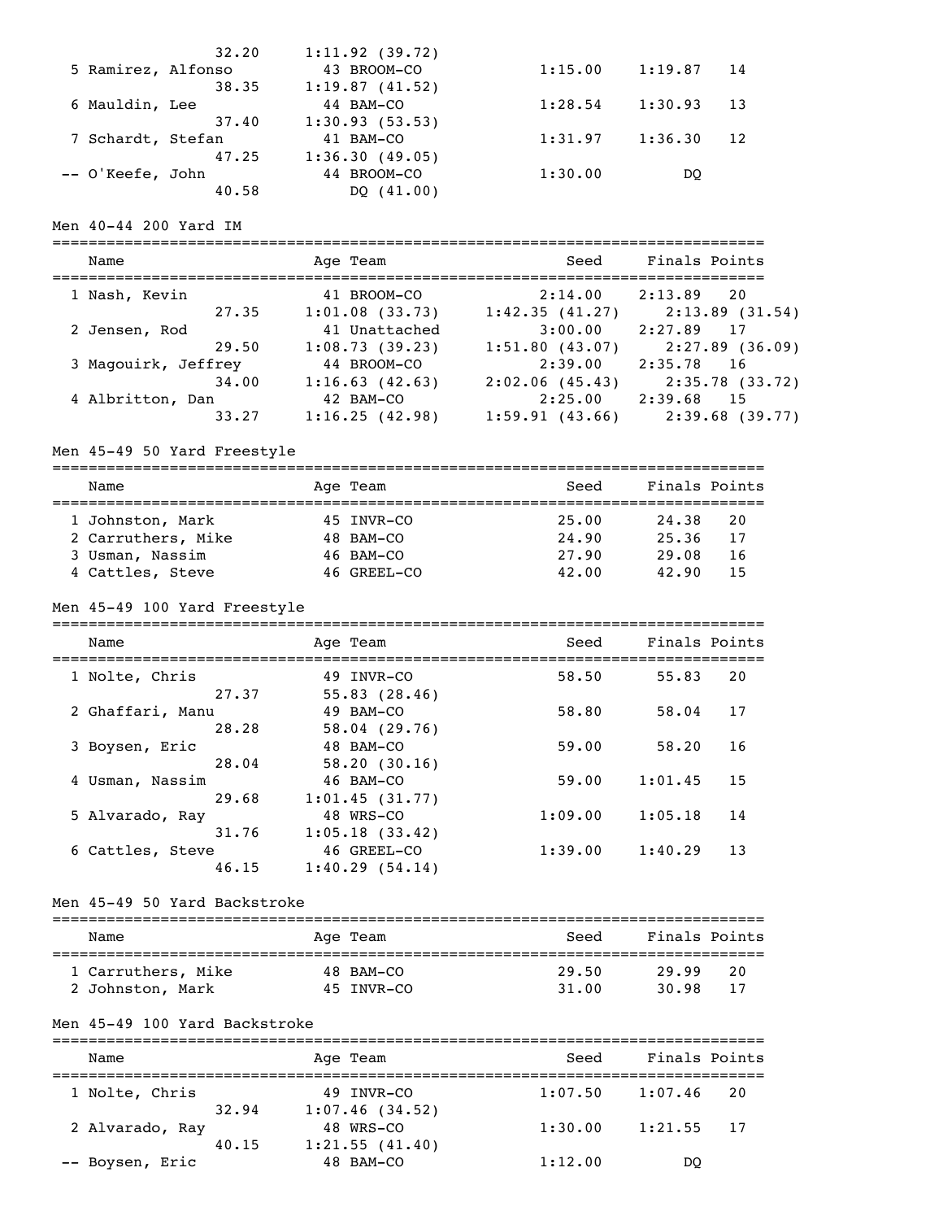| | Name | Age | Team | Seed | Finals | Points |
|---|---|---|---|---|---|---|
| | 32.20 | 1:11.92 (39.72) | | | | |
| 5 | Ramirez, Alfonso | 43 | BROOM-CO | 1:15.00 | 1:19.87 | 14 |
| | 38.35 | 1:19.87 (41.52) | | | | |
| 6 | Mauldin, Lee | 44 | BAM-CO | 1:28.54 | 1:30.93 | 13 |
| | 37.40 | 1:30.93 (53.53) | | | | |
| 7 | Schardt, Stefan | 41 | BAM-CO | 1:31.97 | 1:36.30 | 12 |
| | 47.25 | 1:36.30 (49.05) | | | | |
| -- | O'Keefe, John | 44 | BROOM-CO | 1:30.00 | DQ | |
| | 40.58 | DQ (41.00) | | | | |

## Men 40-44 200 Yard IM

| | Name | Age | Team | Seed | Finals | Points |
|---|---|---|---|---|---|---|
| 1 | Nash, Kevin | 41 | BROOM-CO | 2:14.00 | 2:13.89 | 20 |
| | 27.35 | 1:01.08 (33.73) | 1:42.35 (41.27) | 2:13.89 (31.54) | | |
| 2 | Jensen, Rod | 41 | Unattached | 3:00.00 | 2:27.89 | 17 |
| | 29.50 | 1:08.73 (39.23) | 1:51.80 (43.07) | 2:27.89 (36.09) | | |
| 3 | Magouirk, Jeffrey | 44 | BROOM-CO | 2:39.00 | 2:35.78 | 16 |
| | 34.00 | 1:16.63 (42.63) | 2:02.06 (45.43) | 2:35.78 (33.72) | | |
| 4 | Albritton, Dan | 42 | BAM-CO | 2:25.00 | 2:39.68 | 15 |
| | 33.27 | 1:16.25 (42.98) | 1:59.91 (43.66) | 2:39.68 (39.77) | | |

## Men 45-49 50 Yard Freestyle

| | Name | Age | Team | Seed | Finals | Points |
|---|---|---|---|---|---|---|
| 1 | Johnston, Mark | 45 | INVR-CO | 25.00 | 24.38 | 20 |
| 2 | Carruthers, Mike | 48 | BAM-CO | 24.90 | 25.36 | 17 |
| 3 | Usman, Nassim | 46 | BAM-CO | 27.90 | 29.08 | 16 |
| 4 | Cattles, Steve | 46 | GREEL-CO | 42.00 | 42.90 | 15 |

## Men 45-49 100 Yard Freestyle

| | Name | Age | Team | Seed | Finals | Points |
|---|---|---|---|---|---|---|
| 1 | Nolte, Chris | 49 | INVR-CO | 58.50 | 55.83 | 20 |
| | 27.37 | 55.83 (28.46) | | | | |
| 2 | Ghaffari, Manu | 49 | BAM-CO | 58.80 | 58.04 | 17 |
| | 28.28 | 58.04 (29.76) | | | | |
| 3 | Boysen, Eric | 48 | BAM-CO | 59.00 | 58.20 | 16 |
| | 28.04 | 58.20 (30.16) | | | | |
| 4 | Usman, Nassim | 46 | BAM-CO | 59.00 | 1:01.45 | 15 |
| | 29.68 | 1:01.45 (31.77) | | | | |
| 5 | Alvarado, Ray | 48 | WRS-CO | 1:09.00 | 1:05.18 | 14 |
| | 31.76 | 1:05.18 (33.42) | | | | |
| 6 | Cattles, Steve | 46 | GREEL-CO | 1:39.00 | 1:40.29 | 13 |
| | 46.15 | 1:40.29 (54.14) | | | | |

## Men 45-49 50 Yard Backstroke

| | Name | Age | Team | Seed | Finals | Points |
|---|---|---|---|---|---|---|
| 1 | Carruthers, Mike | 48 | BAM-CO | 29.50 | 29.99 | 20 |
| 2 | Johnston, Mark | 45 | INVR-CO | 31.00 | 30.98 | 17 |

## Men 45-49 100 Yard Backstroke

| | Name | Age | Team | Seed | Finals | Points |
|---|---|---|---|---|---|---|
| 1 | Nolte, Chris | 49 | INVR-CO | 1:07.50 | 1:07.46 | 20 |
| | 32.94 | 1:07.46 (34.52) | | | | |
| 2 | Alvarado, Ray | 48 | WRS-CO | 1:30.00 | 1:21.55 | 17 |
| | 40.15 | 1:21.55 (41.40) | | | | |
| -- | Boysen, Eric | 48 | BAM-CO | 1:12.00 | DQ | |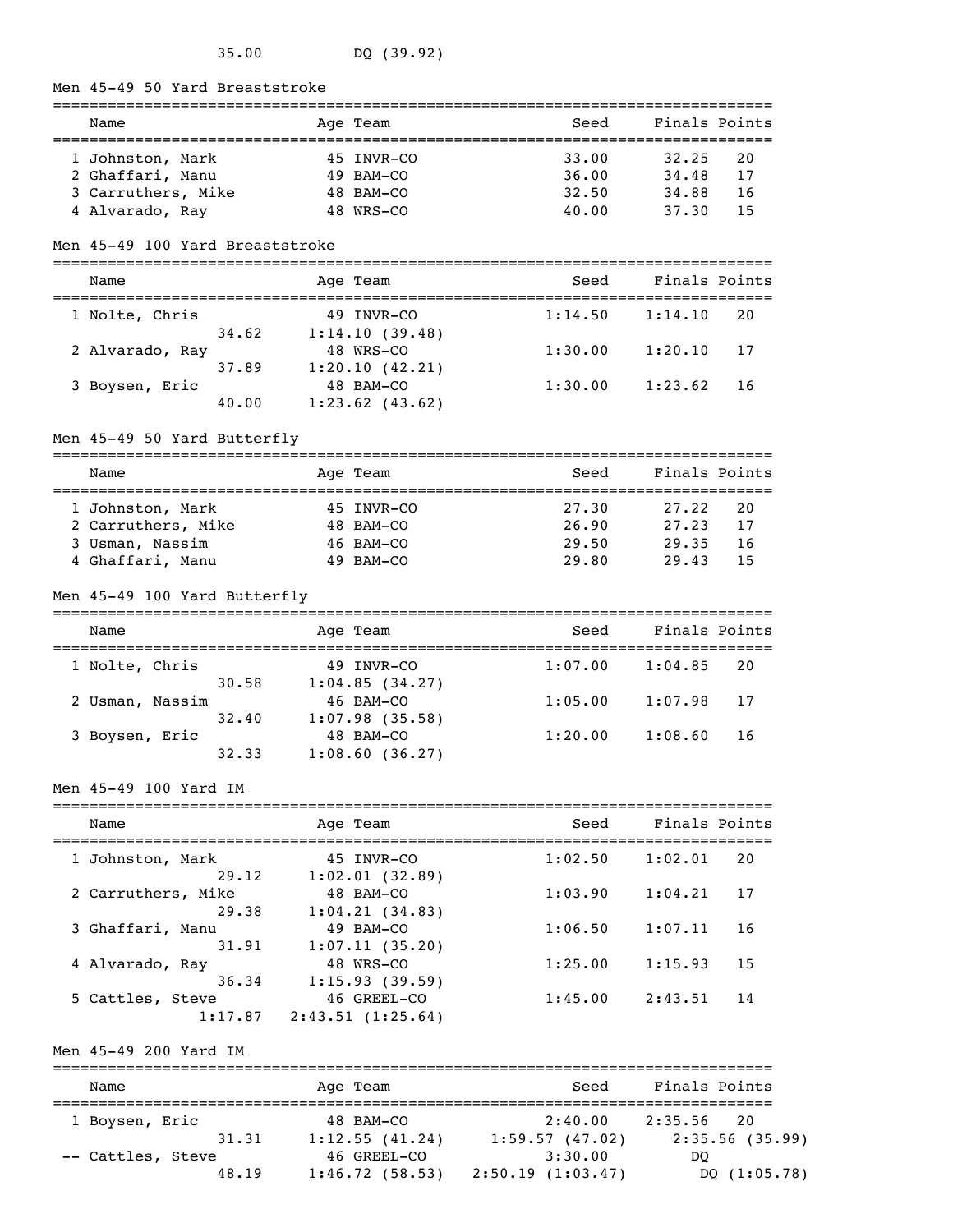35.00 DQ (39.92)

## Men 45-49 50 Yard Breaststroke

| | Name | Age | Team | Seed | Finals | Points |
|---|---|---|---|---|---|---|
| 1 | Johnston, Mark | 45 | INVR-CO | 33.00 | 32.25 | 20 |
| 2 | Ghaffari, Manu | 49 | BAM-CO | 36.00 | 34.48 | 17 |
| 3 | Carruthers, Mike | 48 | BAM-CO | 32.50 | 34.88 | 16 |
| 4 | Alvarado, Ray | 48 | WRS-CO | 40.00 | 37.30 | 15 |

## Men 45-49 100 Yard Breaststroke

| | Name | Age | Team | Seed | Finals | Points |
|---|---|---|---|---|---|---|
| 1 | Nolte, Chris | 49 | INVR-CO | 1:14.50 | 1:14.10 | 20 |
| | 34.62 | 1:14.10 (39.48) | | | | |
| 2 | Alvarado, Ray | 48 | WRS-CO | 1:30.00 | 1:20.10 | 17 |
| | 37.89 | 1:20.10 (42.21) | | | | |
| 3 | Boysen, Eric | 48 | BAM-CO | 1:30.00 | 1:23.62 | 16 |
| | 40.00 | 1:23.62 (43.62) | | | | |

## Men 45-49 50 Yard Butterfly

| | Name | Age | Team | Seed | Finals | Points |
|---|---|---|---|---|---|---|
| 1 | Johnston, Mark | 45 | INVR-CO | 27.30 | 27.22 | 20 |
| 2 | Carruthers, Mike | 48 | BAM-CO | 26.90 | 27.23 | 17 |
| 3 | Usman, Nassim | 46 | BAM-CO | 29.50 | 29.35 | 16 |
| 4 | Ghaffari, Manu | 49 | BAM-CO | 29.80 | 29.43 | 15 |

## Men 45-49 100 Yard Butterfly

| | Name | Age | Team | Seed | Finals | Points |
|---|---|---|---|---|---|---|
| 1 | Nolte, Chris | 49 | INVR-CO | 1:07.00 | 1:04.85 | 20 |
| | 30.58 | 1:04.85 (34.27) | | | | |
| 2 | Usman, Nassim | 46 | BAM-CO | 1:05.00 | 1:07.98 | 17 |
| | 32.40 | 1:07.98 (35.58) | | | | |
| 3 | Boysen, Eric | 48 | BAM-CO | 1:20.00 | 1:08.60 | 16 |
| | 32.33 | 1:08.60 (36.27) | | | | |

## Men 45-49 100 Yard IM

| | Name | Age | Team | Seed | Finals | Points |
|---|---|---|---|---|---|---|
| 1 | Johnston, Mark | 45 | INVR-CO | 1:02.50 | 1:02.01 | 20 |
| | 29.12 | 1:02.01 (32.89) | | | | |
| 2 | Carruthers, Mike | 48 | BAM-CO | 1:03.90 | 1:04.21 | 17 |
| | 29.38 | 1:04.21 (34.83) | | | | |
| 3 | Ghaffari, Manu | 49 | BAM-CO | 1:06.50 | 1:07.11 | 16 |
| | 31.91 | 1:07.11 (35.20) | | | | |
| 4 | Alvarado, Ray | 48 | WRS-CO | 1:25.00 | 1:15.93 | 15 |
| | 36.34 | 1:15.93 (39.59) | | | | |
| 5 | Cattles, Steve | 46 | GREEL-CO | 1:45.00 | 2:43.51 | 14 |
| | 1:17.87 | 2:43.51 (1:25.64) | | | | |

## Men 45-49 200 Yard IM

| | Name | Age | Team | Seed | Finals | Points |
|---|---|---|---|---|---|---|
| 1 | Boysen, Eric | 48 | BAM-CO | 2:40.00 | 2:35.56 | 20 |
| | 31.31 | 1:12.55 (41.24) | | 1:59.57 (47.02) | 2:35.56 (35.99) | |
| -- | Cattles, Steve | 46 | GREEL-CO | 3:30.00 | DQ | |
| | 48.19 | 1:46.72 (58.53) | | 2:50.19 (1:03.47) | DQ (1:05.78) | |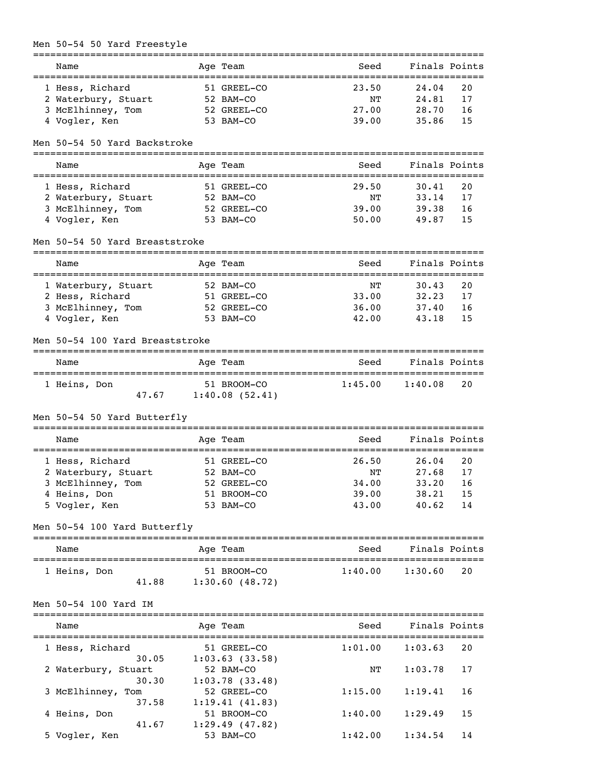## Men 50-54 50 Yard Freestyle

| Place | Name | Age | Team | Seed | Finals | Points |
|---|---|---|---|---|---|---|
| 1 | Hess, Richard | 51 | GREEL-CO | 23.50 | 24.04 | 20 |
| 2 | Waterbury, Stuart | 52 | BAM-CO | NT | 24.81 | 17 |
| 3 | McElhinney, Tom | 52 | GREEL-CO | 27.00 | 28.70 | 16 |
| 4 | Vogler, Ken | 53 | BAM-CO | 39.00 | 35.86 | 15 |

## Men 50-54 50 Yard Backstroke

| Place | Name | Age | Team | Seed | Finals | Points |
|---|---|---|---|---|---|---|
| 1 | Hess, Richard | 51 | GREEL-CO | 29.50 | 30.41 | 20 |
| 2 | Waterbury, Stuart | 52 | BAM-CO | NT | 33.14 | 17 |
| 3 | McElhinney, Tom | 52 | GREEL-CO | 39.00 | 39.38 | 16 |
| 4 | Vogler, Ken | 53 | BAM-CO | 50.00 | 49.87 | 15 |

## Men 50-54 50 Yard Breaststroke

| Place | Name | Age | Team | Seed | Finals | Points |
|---|---|---|---|---|---|---|
| 1 | Waterbury, Stuart | 52 | BAM-CO | NT | 30.43 | 20 |
| 2 | Hess, Richard | 51 | GREEL-CO | 33.00 | 32.23 | 17 |
| 3 | McElhinney, Tom | 52 | GREEL-CO | 36.00 | 37.40 | 16 |
| 4 | Vogler, Ken | 53 | BAM-CO | 42.00 | 43.18 | 15 |

## Men 50-54 100 Yard Breaststroke

| Place | Name | Age | Team | Seed | Finals | Points |
|---|---|---|---|---|---|---|
| 1 | Heins, Don | 51 | BROOM-CO | 1:45.00 | 1:40.08 | 20 |
| | 47.67 | | 1:40.08 (52.41) | | | |

## Men 50-54 50 Yard Butterfly

| Place | Name | Age | Team | Seed | Finals | Points |
|---|---|---|---|---|---|---|
| 1 | Hess, Richard | 51 | GREEL-CO | 26.50 | 26.04 | 20 |
| 2 | Waterbury, Stuart | 52 | BAM-CO | NT | 27.68 | 17 |
| 3 | McElhinney, Tom | 52 | GREEL-CO | 34.00 | 33.20 | 16 |
| 4 | Heins, Don | 51 | BROOM-CO | 39.00 | 38.21 | 15 |
| 5 | Vogler, Ken | 53 | BAM-CO | 43.00 | 40.62 | 14 |

## Men 50-54 100 Yard Butterfly

| Place | Name | Age | Team | Seed | Finals | Points |
|---|---|---|---|---|---|---|
| 1 | Heins, Don | 51 | BROOM-CO | 1:40.00 | 1:30.60 | 20 |
| | 41.88 | | 1:30.60 (48.72) | | | |

## Men 50-54 100 Yard IM

| Place | Name | Age | Team | Seed | Finals | Points |
|---|---|---|---|---|---|---|
| 1 | Hess, Richard | 51 | GREEL-CO | 1:01.00 | 1:03.63 | 20 |
| | 30.05 | | 1:03.63 (33.58) | | | |
| 2 | Waterbury, Stuart | 52 | BAM-CO | NT | 1:03.78 | 17 |
| | 30.30 | | 1:03.78 (33.48) | | | |
| 3 | McElhinney, Tom | 52 | GREEL-CO | 1:15.00 | 1:19.41 | 16 |
| | 37.58 | | 1:19.41 (41.83) | | | |
| 4 | Heins, Don | 51 | BROOM-CO | 1:40.00 | 1:29.49 | 15 |
| | 41.67 | | 1:29.49 (47.82) | | | |
| 5 | Vogler, Ken | 53 | BAM-CO | 1:42.00 | 1:34.54 | 14 |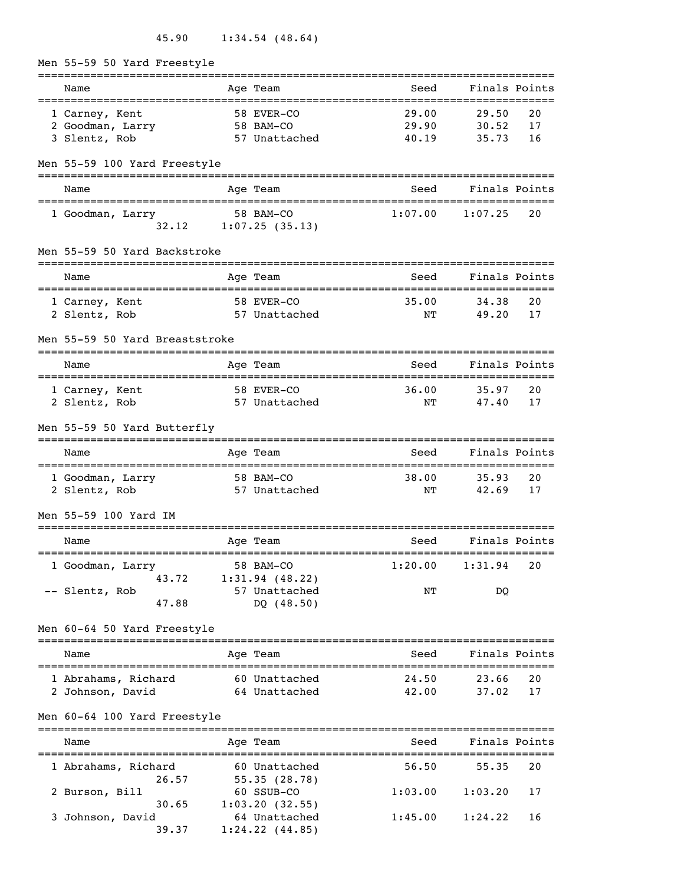45.90 1:34.54 (48.64)

## Men 55-59 50 Yard Freestyle

| Place | Name | Age | Team | Seed | Finals | Points |
|---|---|---|---|---|---|---|
| 1 | Carney, Kent | 58 | EVER-CO | 29.00 | 29.50 | 20 |
| 2 | Goodman, Larry | 58 | BAM-CO | 29.90 | 30.52 | 17 |
| 3 | Slentz, Rob | 57 | Unattached | 40.19 | 35.73 | 16 |

## Men 55-59 100 Yard Freestyle

| Place | Name | Age | Team | Seed | Finals | Points |
|---|---|---|---|---|---|---|
| 1 | Goodman, Larry | 58 | BAM-CO | 1:07.00 | 1:07.25 | 20 |
| | 32.12 | | 1:07.25 (35.13) | | | |

## Men 55-59 50 Yard Backstroke

| Place | Name | Age | Team | Seed | Finals | Points |
|---|---|---|---|---|---|---|
| 1 | Carney, Kent | 58 | EVER-CO | 35.00 | 34.38 | 20 |
| 2 | Slentz, Rob | 57 | Unattached | NT | 49.20 | 17 |

## Men 55-59 50 Yard Breaststroke

| Place | Name | Age | Team | Seed | Finals | Points |
|---|---|---|---|---|---|---|
| 1 | Carney, Kent | 58 | EVER-CO | 36.00 | 35.97 | 20 |
| 2 | Slentz, Rob | 57 | Unattached | NT | 47.40 | 17 |

## Men 55-59 50 Yard Butterfly

| Place | Name | Age | Team | Seed | Finals | Points |
|---|---|---|---|---|---|---|
| 1 | Goodman, Larry | 58 | BAM-CO | 38.00 | 35.93 | 20 |
| 2 | Slentz, Rob | 57 | Unattached | NT | 42.69 | 17 |

## Men 55-59 100 Yard IM

| Place | Name | Age | Team | Seed | Finals | Points |
|---|---|---|---|---|---|---|
| 1 | Goodman, Larry | 58 | BAM-CO | 1:20.00 | 1:31.94 | 20 |
| | 43.72 | | 1:31.94 (48.22) | | | |
| -- | Slentz, Rob | 57 | Unattached | NT | DQ | |
| | 47.88 | | DQ (48.50) | | | |

## Men 60-64 50 Yard Freestyle

| Place | Name | Age | Team | Seed | Finals | Points |
|---|---|---|---|---|---|---|
| 1 | Abrahams, Richard | 60 | Unattached | 24.50 | 23.66 | 20 |
| 2 | Johnson, David | 64 | Unattached | 42.00 | 37.02 | 17 |

## Men 60-64 100 Yard Freestyle

| Place | Name | Age | Team | Seed | Finals | Points |
|---|---|---|---|---|---|---|
| 1 | Abrahams, Richard | 60 | Unattached | 56.50 | 55.35 | 20 |
| | 26.57 | | 55.35 (28.78) | | | |
| 2 | Burson, Bill | 60 | SSUB-CO | 1:03.00 | 1:03.20 | 17 |
| | 30.65 | | 1:03.20 (32.55) | | | |
| 3 | Johnson, David | 64 | Unattached | 1:45.00 | 1:24.22 | 16 |
| | 39.37 | | 1:24.22 (44.85) | | | |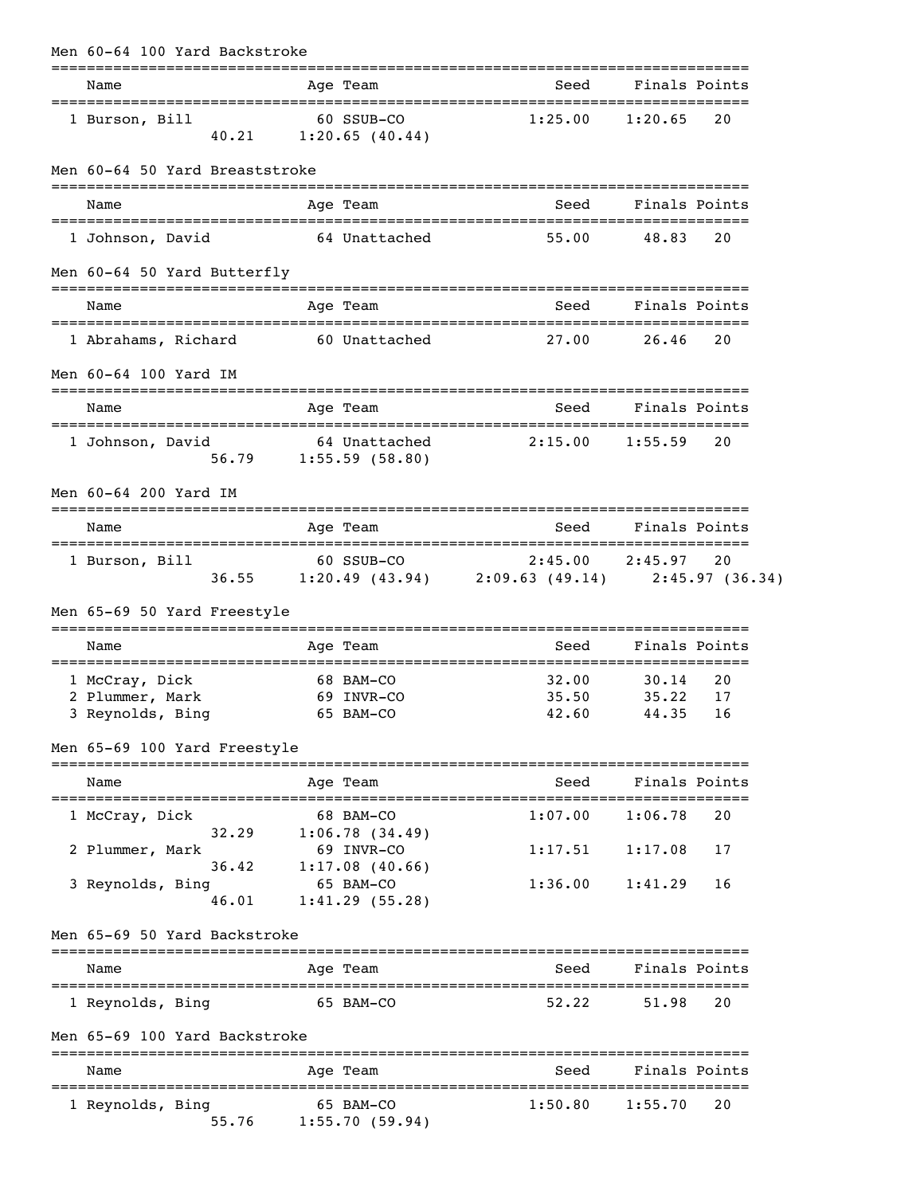## Men 60-64 100 Yard Backstroke

| | Name | Age | Team | Seed | Finals | Points |
|---|---|---|---|---|---|---|
| 1 | Burson, Bill | 60 | SSUB-CO | 1:25.00 | 1:20.65 | 20 |
| | 40.21 | 1:20.65 (40.44) | | | | |

## Men 60-64 50 Yard Breaststroke

| | Name | Age | Team | Seed | Finals | Points |
|---|---|---|---|---|---|---|
| 1 | Johnson, David | 64 | Unattached | 55.00 | 48.83 | 20 |

## Men 60-64 50 Yard Butterfly

| | Name | Age | Team | Seed | Finals | Points |
|---|---|---|---|---|---|---|
| 1 | Abrahams, Richard | 60 | Unattached | 27.00 | 26.46 | 20 |

## Men 60-64 100 Yard IM

| | Name | Age | Team | Seed | Finals | Points |
|---|---|---|---|---|---|---|
| 1 | Johnson, David | 64 | Unattached | 2:15.00 | 1:55.59 | 20 |
| | 56.79 | 1:55.59 (58.80) | | | | |

## Men 60-64 200 Yard IM

| | Name | Age | Team | Seed | Finals | Points |
|---|---|---|---|---|---|---|
| 1 | Burson, Bill | 60 | SSUB-CO | 2:45.00 | 2:45.97 | 20 |
| | 36.55 | 1:20.49 (43.94) | 2:09.63 (49.14) | 2:45.97 (36.34) | | |

## Men 65-69 50 Yard Freestyle

| | Name | Age | Team | Seed | Finals | Points |
|---|---|---|---|---|---|---|
| 1 | McCray, Dick | 68 | BAM-CO | 32.00 | 30.14 | 20 |
| 2 | Plummer, Mark | 69 | INVR-CO | 35.50 | 35.22 | 17 |
| 3 | Reynolds, Bing | 65 | BAM-CO | 42.60 | 44.35 | 16 |

## Men 65-69 100 Yard Freestyle

| | Name | Age | Team | Seed | Finals | Points |
|---|---|---|---|---|---|---|
| 1 | McCray, Dick | 68 | BAM-CO | 1:07.00 | 1:06.78 | 20 |
| | 32.29 | 1:06.78 (34.49) | | | | |
| 2 | Plummer, Mark | 69 | INVR-CO | 1:17.51 | 1:17.08 | 17 |
| | 36.42 | 1:17.08 (40.66) | | | | |
| 3 | Reynolds, Bing | 65 | BAM-CO | 1:36.00 | 1:41.29 | 16 |
| | 46.01 | 1:41.29 (55.28) | | | | |

## Men 65-69 50 Yard Backstroke

| | Name | Age | Team | Seed | Finals | Points |
|---|---|---|---|---|---|---|
| 1 | Reynolds, Bing | 65 | BAM-CO | 52.22 | 51.98 | 20 |

## Men 65-69 100 Yard Backstroke

| | Name | Age | Team | Seed | Finals | Points |
|---|---|---|---|---|---|---|
| 1 | Reynolds, Bing | 65 | BAM-CO | 1:50.80 | 1:55.70 | 20 |
| | 55.76 | 1:55.70 (59.94) | | | | |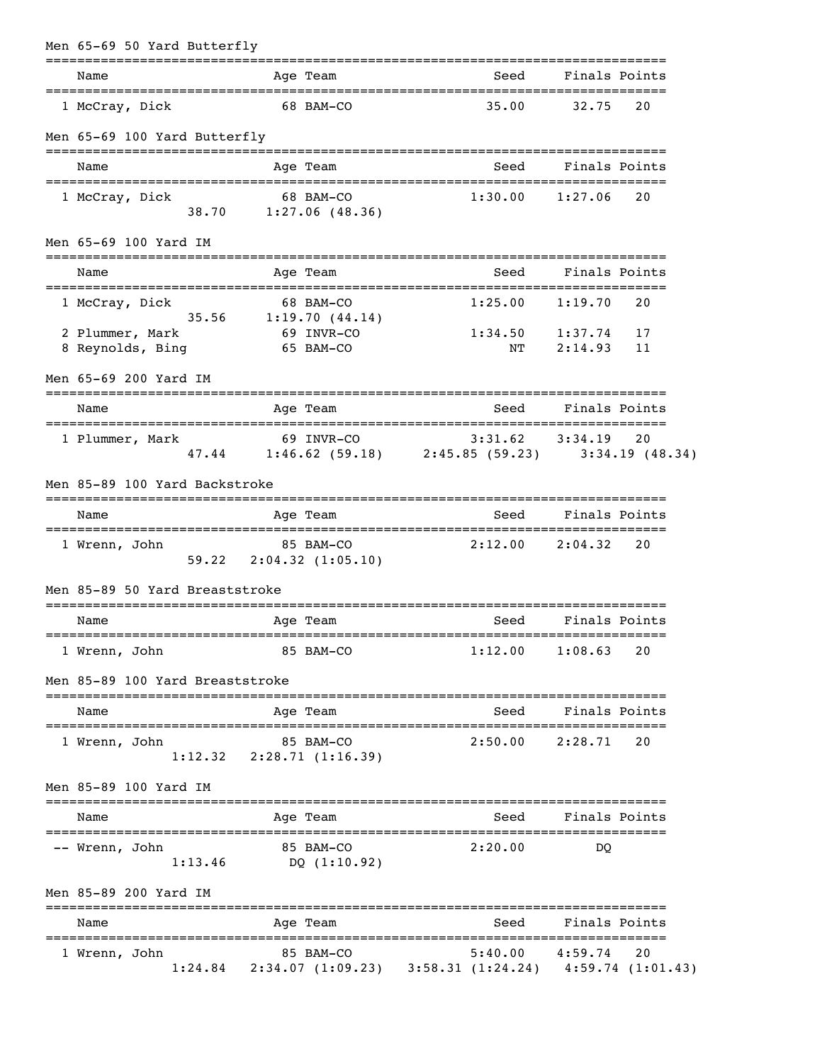## Men 65-69 50 Yard Butterfly

| Name | Age | Team | Seed | Finals | Points |
| --- | --- | --- | --- | --- | --- |
| 1 McCray, Dick | 68 | BAM-CO | 35.00 | 32.75 | 20 |

## Men 65-69 100 Yard Butterfly

| Name | Age | Team | Seed | Finals | Points |
| --- | --- | --- | --- | --- | --- |
| 1 McCray, Dick | 68 | BAM-CO | 1:30.00 | 1:27.06 | 20 |
| 38.70 | | 1:27.06 (48.36) | | | |

## Men 65-69 100 Yard IM

| Name | Age | Team | Seed | Finals | Points |
| --- | --- | --- | --- | --- | --- |
| 1 McCray, Dick | 68 | BAM-CO | 1:25.00 | 1:19.70 | 20 |
| 35.56 | | 1:19.70 (44.14) | | | |
| 2 Plummer, Mark | 69 | INVR-CO | 1:34.50 | 1:37.74 | 17 |
| 8 Reynolds, Bing | 65 | BAM-CO | NT | 2:14.93 | 11 |

## Men 65-69 200 Yard IM

| Name | Age | Team | Seed | Finals | Points |
| --- | --- | --- | --- | --- | --- |
| 1 Plummer, Mark | 69 | INVR-CO | 3:31.62 | 3:34.19 | 20 |
| 47.44 | | 1:46.62 (59.18) | 2:45.85 (59.23) | 3:34.19 (48.34) | |

## Men 85-89 100 Yard Backstroke

| Name | Age | Team | Seed | Finals | Points |
| --- | --- | --- | --- | --- | --- |
| 1 Wrenn, John | 85 | BAM-CO | 2:12.00 | 2:04.32 | 20 |
| 59.22 | | 2:04.32 (1:05.10) | | | |

## Men 85-89 50 Yard Breaststroke

| Name | Age | Team | Seed | Finals | Points |
| --- | --- | --- | --- | --- | --- |
| 1 Wrenn, John | 85 | BAM-CO | 1:12.00 | 1:08.63 | 20 |

## Men 85-89 100 Yard Breaststroke

| Name | Age | Team | Seed | Finals | Points |
| --- | --- | --- | --- | --- | --- |
| 1 Wrenn, John | 85 | BAM-CO | 2:50.00 | 2:28.71 | 20 |
| 1:12.32 | | 2:28.71 (1:16.39) | | | |

## Men 85-89 100 Yard IM

| Name | Age | Team | Seed | Finals | Points |
| --- | --- | --- | --- | --- | --- |
| -- Wrenn, John | 85 | BAM-CO | 2:20.00 | DQ | |
| 1:13.46 | | DQ (1:10.92) | | | |

## Men 85-89 200 Yard IM

| Name | Age | Team | Seed | Finals | Points |
| --- | --- | --- | --- | --- | --- |
| 1 Wrenn, John | 85 | BAM-CO | 5:40.00 | 4:59.74 | 20 |
| 1:24.84 | | 2:34.07 (1:09.23) | 3:58.31 (1:24.24) | 4:59.74 (1:01.43) | |